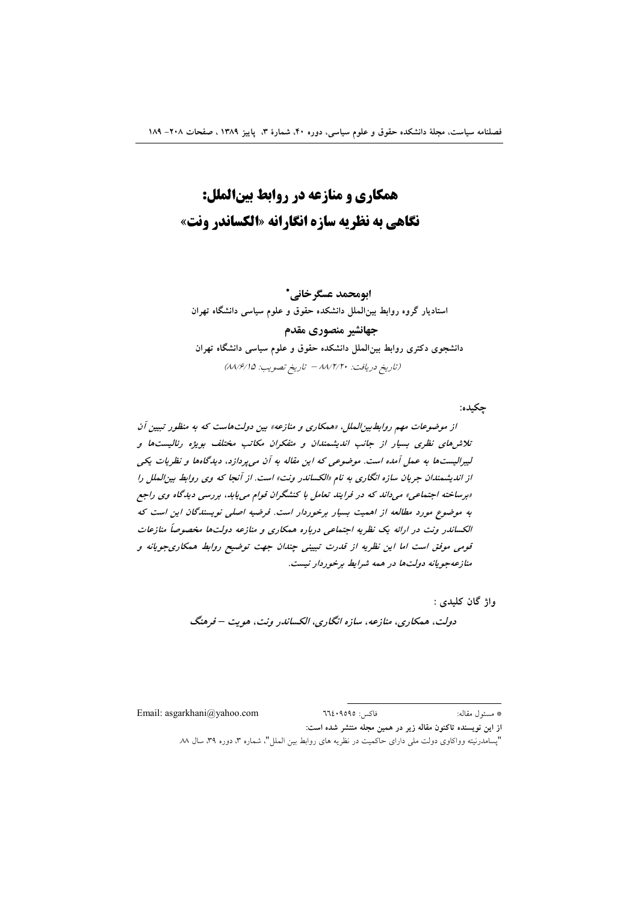# همکاری و منازعه در روابط بین‌الملل:
# نگاهی به نظریه سازه انگارانه «الکساندر ونت»

**ابومحمد عسگرخانی***

استادیار گروه روابط بین‌الملل دانشکده حقوق و علوم سیاسی دانشگاه تهران

**جهانشیر منصوری مقدم**

دانشجوی دکتری روابط بین‌الملل دانشکده حقوق و علوم سیاسی دانشگاه تهران

*(تاریخ دریافت: ۸۸/۲/۲۰ – تاریخ تصویب: ۸۸/۶/۱۵)*

**چکیده:**

*از موضوعات مهم روابط‌بین‌الملل، «همکاری و منازعه» بین دولت‌هاست که به منظور تبیین آن تلاش‌های نظری بسیار از جانب اندیشمندان و متفکران مکاتب مختلف بویژه رئالیست‌ها و لیبرالیست‌ها به عمل آمده است. موضوعی که این مقاله به آن می‌پردازد، دیدگاه‌ها و نظریات یکی از اندیشمندان جریان سازه انگاری به نام «الکساندر ونت» است. از آنجا که وی روابط بین‌الملل را «برساخته اجتماعی» می‌داند که در فرایند تعامل با کنشگران قوام می‌یابد، بررسی دیدگاه وی راجع به موضوع مورد مطالعه از اهمیت بسیار برخوردار است. فرضیه اصلی نویسندگان این است که الکساندر ونت در ارائه یک نظریه اجتماعی درباره همکاری و منازعه دولت‌ها مخصوصاً منازعات قومی موفق است اما این نظریه از قدرت تبیینی چندان جهت توضیح روابط همکاری‌جویانه و منازعه‌جویانه دولت‌ها در همه شرایط برخوردار نیست.*

**واژ گان کلیدی :**

*دولت، همکاری، منازعه، سازه انگاری، الکساندر ونت، هویت – فرهنگ*

---

* مسئول مقاله: فاکس: ۶۶۴۰۹۵۹۵ Email: asgarkhani@yahoo.com

**از این نویسنده تاکنون مقاله زیر در همین مجله منتشر شده است:**

"پسامدرنیته وواکاوی دولت ملی دارای حاکمیت در نظریه های روابط بین الملل"، شماره ۳، دوره ۳۹، سال ۸۸.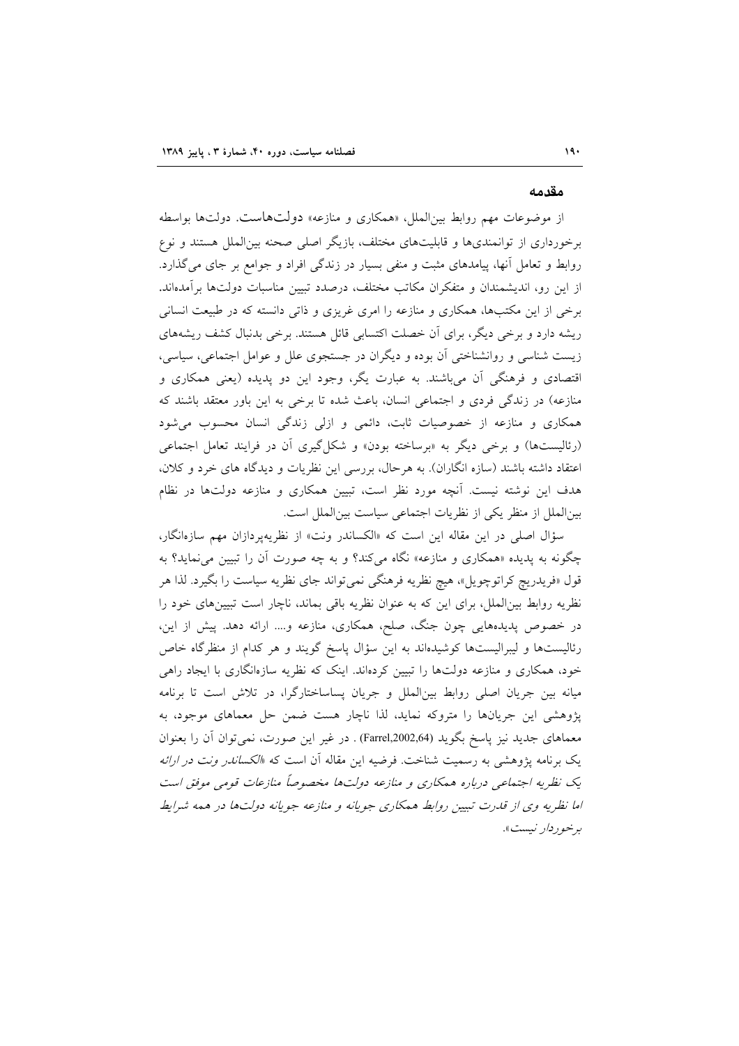## مقدمه

از موضوعات مهم روابط بین‌الملل، «همکاری و منازعه» دولت‌هاست. دولت‌ها بواسطه برخورداری از توانمندی‌ها و قابلیت‌های مختلف، بازیگر اصلی صحنه بین‌الملل هستند و نوع روابط و تعامل آنها، پیامدهای مثبت و منفی بسیار در زندگی افراد و جوامع بر جای می‌گذارد. از این رو، اندیشمندان و متفکران مکاتب مختلف، درصدد تبیین مناسبات دولت‌ها برآمده‌اند. برخی از این مکتب‌ها، همکاری و منازعه را امری غریزی و ذاتی دانسته که در طبیعت انسانی ریشه دارد و برخی دیگر، برای آن خصلت اکتسابی قائل هستند. برخی بدنبال کشف ریشه‌های زیست شناسی و روانشناختی آن بوده و دیگران در جستجوی علل و عوامل اجتماعی، سیاسی، اقتصادی و فرهنگی آن می‌باشند. به عبارت یگر، وجود این دو پدیده (یعنی همکاری و منازعه) در زندگی فردی و اجتماعی انسان، باعث شده تا برخی به این باور معتقد باشند که همکاری و منازعه از خصوصیات ثابت، دائمی و ازلی زندگی انسان محسوب می‌شود (رئالیست‌ها) و برخی دیگر به «برساخته بودن» و شکل‌گیری آن در فرایند تعامل اجتماعی اعتقاد داشته باشند (سازه انگاران). به هرحال، بررسی این نظریات و دیدگاه های خرد و کلان، هدف این نوشته نیست. آنچه مورد نظر است، تبیین همکاری و منازعه دولت‌ها در نظام بین‌الملل از منظر یکی از نظریات اجتماعی سیاست بین‌الملل است.

سؤال اصلی در این مقاله این است که «الکساندر ونت» از نظریه‌پردازان مهم سازه‌انگار، چگونه به پدیده «همکاری و منازعه» نگاه می‌کند؟ و به چه صورت آن را تبیین می‌نماید؟ به قول «فریدریچ کراتوچویل»، هیچ نظریه فرهنگی نمی‌تواند جای نظریه سیاست را بگیرد. لذا هر نظریه روابط بین‌الملل، برای این که به عنوان نظریه باقی بماند، ناچار است تبیین‌های خود را در خصوص پدیده‌هایی چون جنگ، صلح، همکاری، منازعه و.... ارائه دهد. پیش از این، رئالیست‌ها و لیبرالیست‌ها کوشیده‌اند به این سؤال پاسخ گویند و هر کدام از منظرگاه خاص خود، همکاری و منازعه دولت‌ها را تبیین کرده‌اند. اینک که نظریه سازه‌انگاری با ایجاد راهی میانه بین جریان اصلی روابط بین‌الملل و جریان پساساختارگرا، در تلاش است تا برنامه پژوهشی این جریان‌ها را متروکه نماید، لذا ناچار هست ضمن حل معماهای موجود، به معماهای جدید نیز پاسخ بگوید (Farrel,2002,64) . در غیر این صورت، نمی‌توان آن را بعنوان یک برنامه پژوهشی به رسمیت شناخت. فرضیه این مقاله آن است که *«الکساندر ونت در ارائه یک نظریه اجتماعی درباره همکاری و منازعه دولت‌ها مخصوصاً منازعات قومی موفق است اما نظریه وی از قدرت تبیین روابط همکاری جویانه و منازعه جویانه دولت‌ها در همه شرایط برخوردار نیست»*.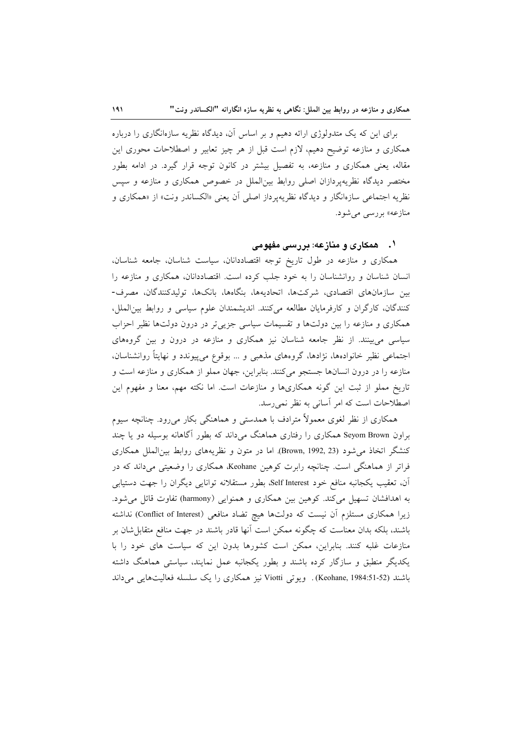برای این که یک متدولوژی ارائه دهیم و بر اساس آن، دیدگاه نظریه سازه‌انگاری را درباره همکاری و منازعه توضیح دهیم، لازم است قبل از هر چیز تعابیر و اصطلاحات محوری این مقاله، یعنی همکاری و منازعه، به تفصیل بیشتر در کانون توجه قرار گیرد. در ادامه بطور مختصر دیدگاه نظریه‌پردازان اصلی روابط بین‌الملل در خصوص همکاری و منازعه و سپس نظریه اجتماعی سازه‌انگار و دیدگاه نظریه‌پرداز اصلی آن یعنی «الکساندر ونت» از «همکاری و منازعه» بررسی می‌شود.

## ۱. همکاری و منازعه: بررسی مفهومی

همکاری و منازعه در طول تاریخ توجه اقتصاددانان، سیاست شناسان، جامعه شناسان، انسان شناسان و روانشناسان را به خود جلب کرده است. اقتصاددانان، همکاری و منازعه را بین سازمان‌های اقتصادی، شرکت‌ها، اتحادیه‌ها، بنگاه‌ها، بانک‌ها، تولیدکنندگان، مصرف-کنندگان، کارگران و کارفرمایان مطالعه می‌کنند. اندیشمندان علوم سیاسی و روابط بین‌الملل، همکاری و منازعه را بین دولت‌ها و تقسیمات سیاسی جزیی‌تر در درون دولت‌ها نظیر احزاب سیاسی می‌بینند. از نظر جامعه شناسان نیز همکاری و منازعه در درون و بین گروه‌های اجتماعی نظیر خانواده‌ها، نژادها، گروه‌های مذهبی و ... بوقوع می‌پیوندد و نهایتاً روانشناسان، منازعه را در درون انسان‌ها جستجو می‌کنند. بنابراین، جهان مملو از همکاری و منازعه است و تاریخ مملو از ثبت این گونه همکاری‌ها و منازعات است. اما نکته مهم، معنا و مفهوم این اصطلاحات است که امر آسانی به نظر نمی‌رسد.

همکاری از نظر لغوی معمولاً مترادف با همدستی و هماهنگی بکار می‌رود. چنانچه سیوم براون Seyom Brown همکاری را رفتاری هماهنگ می‌داند که بطور آگاهانه بوسیله دو یا چند کنشگر اتخاذ می‌شود (Brown, 1992, 23). اما در متون و نظریه‌های روابط بین‌الملل همکاری فراتر از هماهنگی است. چنانچه رابرت کوهین Keohane، همکاری را وضعیتی می‌داند که در آن، تعقیب یکجانبه منافع خود Self Interest، بطور مستقلانه توانایی دیگران را جهت دستیابی به اهدافشان تسهیل می‌کند. کوهین بین همکاری و همنوایی (harmony) تفاوت قائل می‌شود. زیرا همکاری مستلزم آن نیست که دولت‌ها هیچ تضاد منافعی (Conflict of Interest) نداشته باشند، بلکه بدان معناست که چگونه ممکن است آنها قادر باشند در جهت منافع متقابل‌شان بر منازعات غلبه کنند. بنابراین، ممکن است کشورها بدون این که سیاست های خود را با یکدیگر منطبق و سازگار کرده باشند و بطور یکجانبه عمل نمایند، سیاستی هماهنگ داشته باشند (Keohane, 1984:51-52) . ویوتی Viotti نیز همکاری را یک سلسله فعالیت‌هایی می‌داند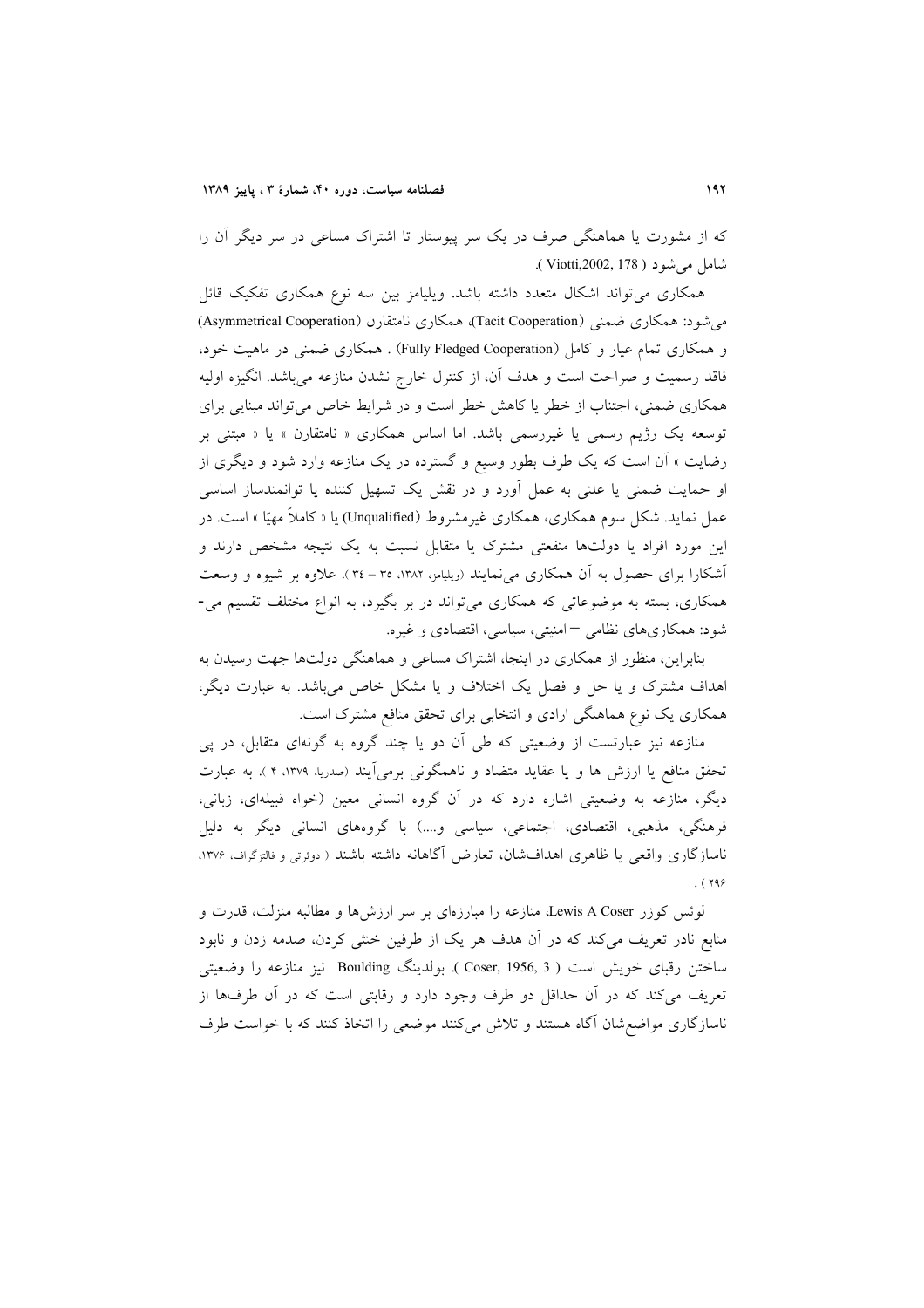که از مشورت یا هماهنگی صرف در یک سر پیوستار تا اشتراک مساعی در سر دیگر آن را شامل می‌شود ( Viotti,2002, 178 ).

همکاری می‌تواند اشکال متعدد داشته باشد. ویلیامز بین سه نوع همکاری تفکیک قائل می‌شود: همکاری ضمنی (Tacit Cooperation)، همکاری نامتقارن (Asymmetrical Cooperation) و همکاری تمام عیار و کامل (Fully Fledged Cooperation) . همکاری ضمنی در ماهیت خود، فاقد رسمیت و صراحت است و هدف آن، از کنترل خارج نشدن منازعه می‌باشد. انگیزه اولیه همکاری ضمنی، اجتناب از خطر یا کاهش خطر است و در شرایط خاص می‌تواند مبنایی برای توسعه یک رژیم رسمی یا غیررسمی باشد. اما اساس همکاری « نامتقارن » یا « مبتنی بر رضایت » آن است که یک طرف بطور وسیع و گسترده در یک منازعه وارد شود و دیگری از او حمایت ضمنی یا علنی به عمل آورد و در نقش یک تسهیل کننده یا توانمندساز اساسی عمل نماید. شکل سوم همکاری، همکاری غیرمشروط (Unqualified) یا « کاملاً مهیّا » است. در این مورد افراد یا دولت‌ها منفعتی مشترک یا متقابل نسبت به یک نتیجه مشخص دارند و آشکارا برای حصول به آن همکاری می‌نمایند (ویلیامز، ۱۳۸۲، ۳۵ – ۳۴ ). علاوه بر شیوه و وسعت همکاری، بسته به موضوعاتی که همکاری می‌تواند در بر بگیرد، به انواع مختلف تقسیم می‌شود: همکاری‌های نظامی – امنیتی، سیاسی، اقتصادی و غیره.

بنابراین، منظور از همکاری در اینجا، اشتراک مساعی و هماهنگی دولت‌ها جهت رسیدن به اهداف مشترک و یا حل و فصل یک اختلاف و یا مشکل خاص می‌باشد. به عبارت دیگر، همکاری یک نوع هماهنگی ارادی و انتخابی برای تحقق منافع مشترک است.

منازعه نیز عبارتست از وضعیتی که طی آن دو یا چند گروه به گونه‌ای متقابل، در پی تحقق منافع یا ارزش ها و یا عقاید متضاد و ناهمگونی برمی‌آیند (صدریا، ۱۳۷۹، ۴ ). به عبارت دیگر، منازعه به وضعیتی اشاره دارد که در آن گروه انسانی معین (خواه قبیله‌ای، زبانی، فرهنگی، مذهبی، اقتصادی، اجتماعی، سیاسی و....) با گروه‌های انسانی دیگر به دلیل ناسازگاری واقعی یا ظاهری اهداف‌شان، تعارض آگاهانه داشته باشند ( دوئرتی و فالتزگراف، ۱۳۷۶، ۲۹۶ ).

لوئیس کوزر Lewis A Coser، منازعه را مبارزه‌ای بر سر ارزش‌ها و مطالبه منزلت، قدرت و منابع نادر تعریف می‌کند که در آن هدف هر یک از طرفین خنثی کردن، صدمه زدن و نابود ساختن رقبای خویش است ( Coser, 1956, 3 ). بولدینگ Boulding نیز منازعه را وضعیتی تعریف می‌کند که در آن حداقل دو طرف وجود دارد و رقابتی است که در آن طرف‌ها از ناسازگاری مواضع‌شان آگاه هستند و تلاش می‌کنند موضعی را اتخاذ کنند که با خواست طرف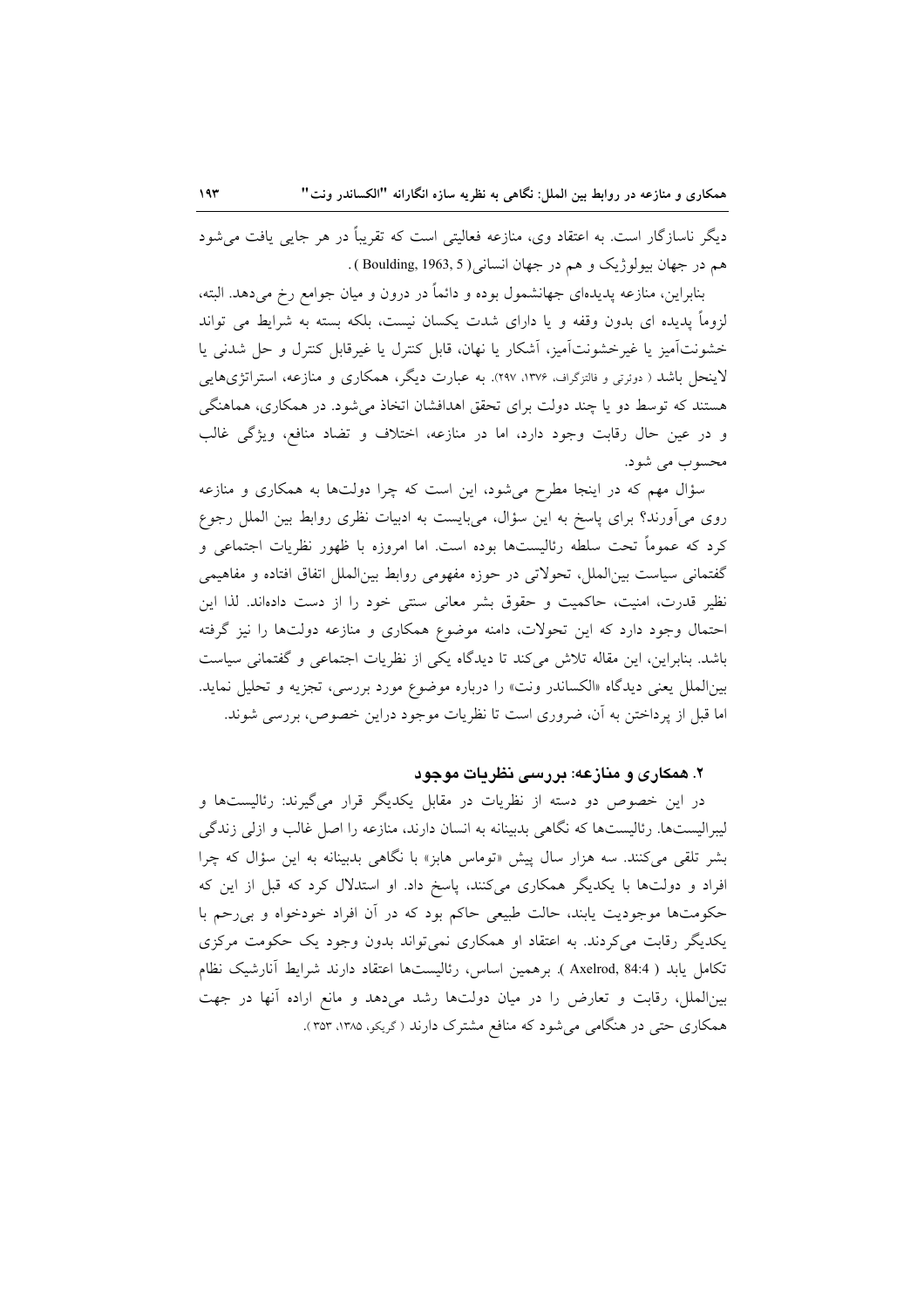دیگر ناسازگار است. به اعتقاد وی، منازعه فعالیتی است که تقریباً در هر جایی یافت می‌شود هم در جهان بیولوژیک و هم در جهان انسانی( Boulding, 1963, 5 ) .

بنابراین، منازعه پدیده‌ای جهانشمول بوده و دائماً در درون و میان جوامع رخ می‌دهد. البته، لزوماً پدیده ای بدون وقفه و یا دارای شدت یکسان نیست، بلکه بسته به شرایط می تواند خشونت‌آمیز یا غیرخشونت‌آمیز، آشکار یا نهان، قابل کنترل یا غیرقابل کنترل و حل شدنی یا لاینحل باشد ( دوئرتی و فالتزگراف، ۱۳۷۶، ۲۹۷). به عبارت دیگر، همکاری و منازعه، استراتژی‌هایی هستند که توسط دو یا چند دولت برای تحقق اهدافشان اتخاذ می‌شود. در همکاری، هماهنگی و در عین حال رقابت وجود دارد، اما در منازعه، اختلاف و تضاد منافع، ویژگی غالب محسوب می شود.

سؤال مهم که در اینجا مطرح می‌شود، این است که چرا دولت‌ها به همکاری و منازعه روی می‌آورند؟ برای پاسخ به این سؤال، می‌بایست به ادبیات نظری روابط بین الملل رجوع کرد که عموماً تحت سلطه رئالیست‌ها بوده است. اما امروزه با ظهور نظریات اجتماعی و گفتمانی سیاست بین‌الملل، تحولاتی در حوزه مفهومی روابط بین‌الملل اتفاق افتاده و مفاهیمی نظیر قدرت، امنیت، حاکمیت و حقوق بشر معانی سنتی خود را از دست داده‌اند. لذا این احتمال وجود دارد که این تحولات، دامنه موضوع همکاری و منازعه دولت‌ها را نیز گرفته باشد. بنابراین، این مقاله تلاش می‌کند تا دیدگاه یکی از نظریات اجتماعی و گفتمانی سیاست بین‌الملل یعنی دیدگاه «الکساندر ونت» را درباره موضوع مورد بررسی، تجزیه و تحلیل نماید. اما قبل از پرداختن به آن، ضروری است تا نظریات موجود دراین خصوص، بررسی شوند.

## ۲. همکاری و منازعه: بررسی نظریات موجود

در این خصوص دو دسته از نظریات در مقابل یکدیگر قرار می‌گیرند: رئالیست‌ها و لیبرالیست‌ها. رئالیست‌ها که نگاهی بدبینانه به انسان دارند، منازعه را اصل غالب و ازلی زندگی بشر تلقی می‌کنند. سه هزار سال پیش «توماس هابز» با نگاهی بدبینانه به این سؤال که چرا افراد و دولت‌ها با یکدیگر همکاری می‌کنند، پاسخ داد. او استدلال کرد که قبل از این که حکومت‌ها موجودیت یابند، حالت طبیعی حاکم بود که در آن افراد خودخواه و بی‌رحم با یکدیگر رقابت می‌کردند. به اعتقاد او همکاری نمی‌تواند بدون وجود یک حکومت مرکزی تکامل یابد ( Axelrod, 84:4 ). برهمین اساس، رئالیست‌ها اعتقاد دارند شرایط آنارشیک نظام بین‌الملل، رقابت و تعارض را در میان دولت‌ها رشد می‌دهد و مانع اراده آنها در جهت همکاری حتی در هنگامی می‌شود که منافع مشترک دارند ( گریکو، ۱۳۸۵، ۳۵۳ ).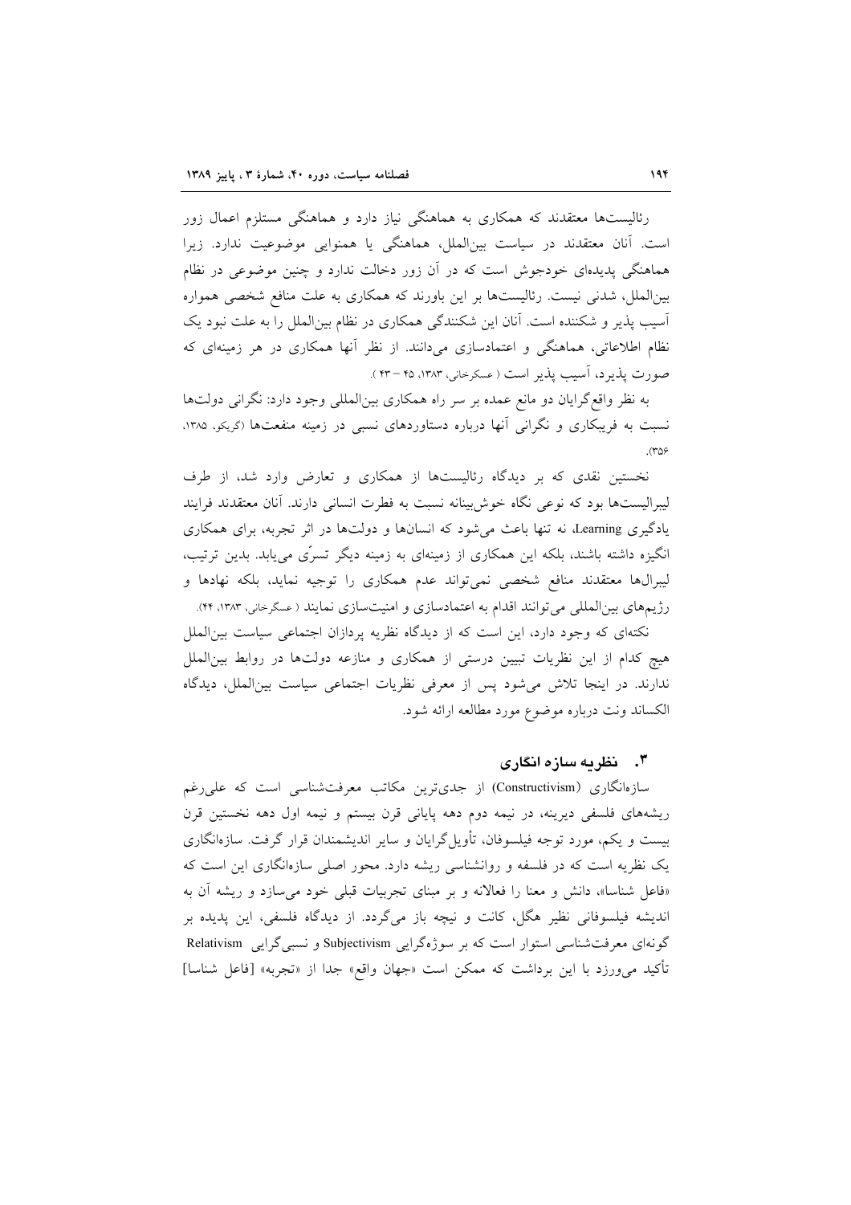رئالیست‌ها معتقدند که همکاری به هماهنگی نیاز دارد و هماهنگی مستلزم اعمال زور است. آنان معتقدند در سیاست بین‌الملل، هماهنگی یا همنوایی موضوعیت ندارد. زیرا هماهنگی پدیده‌ای خودجوش است که در آن زور دخالت ندارد و چنین موضوعی در نظام بین‌الملل، شدنی نیست. رئالیست‌ها بر این باورند که همکاری به علت منافع شخصی همواره آسیب پذیر و شکننده است. آنان این شکنندگی همکاری در نظام بین‌الملل را به علت نبود یک نظام اطلاعاتی، هماهنگی و اعتمادسازی می‌دانند. از نظر آنها همکاری در هر زمینه‌ای که صورت پذیرد، آسیب پذیر است ( عسکرخانی، ۱۳۸۳، ۴۵ – ۴۳ ).

به نظر واقع‌گرایان دو مانع عمده بر سر راه همکاری بین‌المللی وجود دارد: نگرانی دولت‌ها نسبت به فریبکاری و نگرانی آنها درباره دستاوردهای نسبی در زمینه منفعت‌ها (گریکو، ۱۳۸۵، ۳۵۶).

نخستین نقدی که بر دیدگاه رئالیست‌ها از همکاری و تعارض وارد شد، از طرف لیبرالیست‌ها بود که نوعی نگاه خوش‌بینانه نسبت به فطرت انسانی دارند. آنان معتقدند فرایند یادگیری Learning، نه تنها باعث می‌شود که انسان‌ها و دولت‌ها در اثر تجربه، برای همکاری انگیزه داشته باشند، بلکه این همکاری از زمینه‌ای به زمینه دیگر تسرّی می‌یابد. بدین ترتیب، لیبرال‌ها معتقدند منافع شخصی نمی‌تواند عدم همکاری را توجیه نماید، بلکه نهادها و رژیم‌های بین‌المللی می‌توانند اقدام به اعتمادسازی و امنیت‌سازی نمایند ( عسگرخانی، ۱۳۸۳، ۴۴).

نکته‌ای که وجود دارد، این است که از دیدگاه نظریه پردازان اجتماعی سیاست بین‌الملل هیچ کدام از این نظریات تبیین درستی از همکاری و منازعه دولت‌ها در روابط بین‌الملل ندارند. در اینجا تلاش می‌شود پس از معرفی نظریات اجتماعی سیاست بین‌الملل، دیدگاه الکساند ونت درباره موضوع مورد مطالعه ارائه شود.

## ۳. نظریه سازه انگاری

سازه‌انگاری (Constructivism) از جدی‌ترین مکاتب معرفت‌شناسی است که علی‌رغم ریشه‌های فلسفی دیرینه، در نیمه دوم دهه پایانی قرن بیستم و نیمه اول دهه نخستین قرن بیست و یکم، مورد توجه فیلسوفان، تأویل‌گرایان و سایر اندیشمندان قرار گرفت. سازه‌انگاری یک نظریه است که در فلسفه و روانشناسی ریشه دارد. محور اصلی سازه‌انگاری این است که «فاعل شناسا»، دانش و معنا را فعالانه و بر مبنای تجربیات قبلی خود می‌سازد و ریشه آن به اندیشه فیلسوفانی نظیر هگل، کانت و نیچه باز می‌گردد. از دیدگاه فلسفی، این پدیده بر گونه‌ای معرفت‌شناسی استوار است که بر سوژه‌گرایی Subjectivism و نسبی‌گرایی Relativism تأکید می‌ورزد با این برداشت که ممکن است «جهان واقع» جدا از «تجربه» [فاعل شناسا]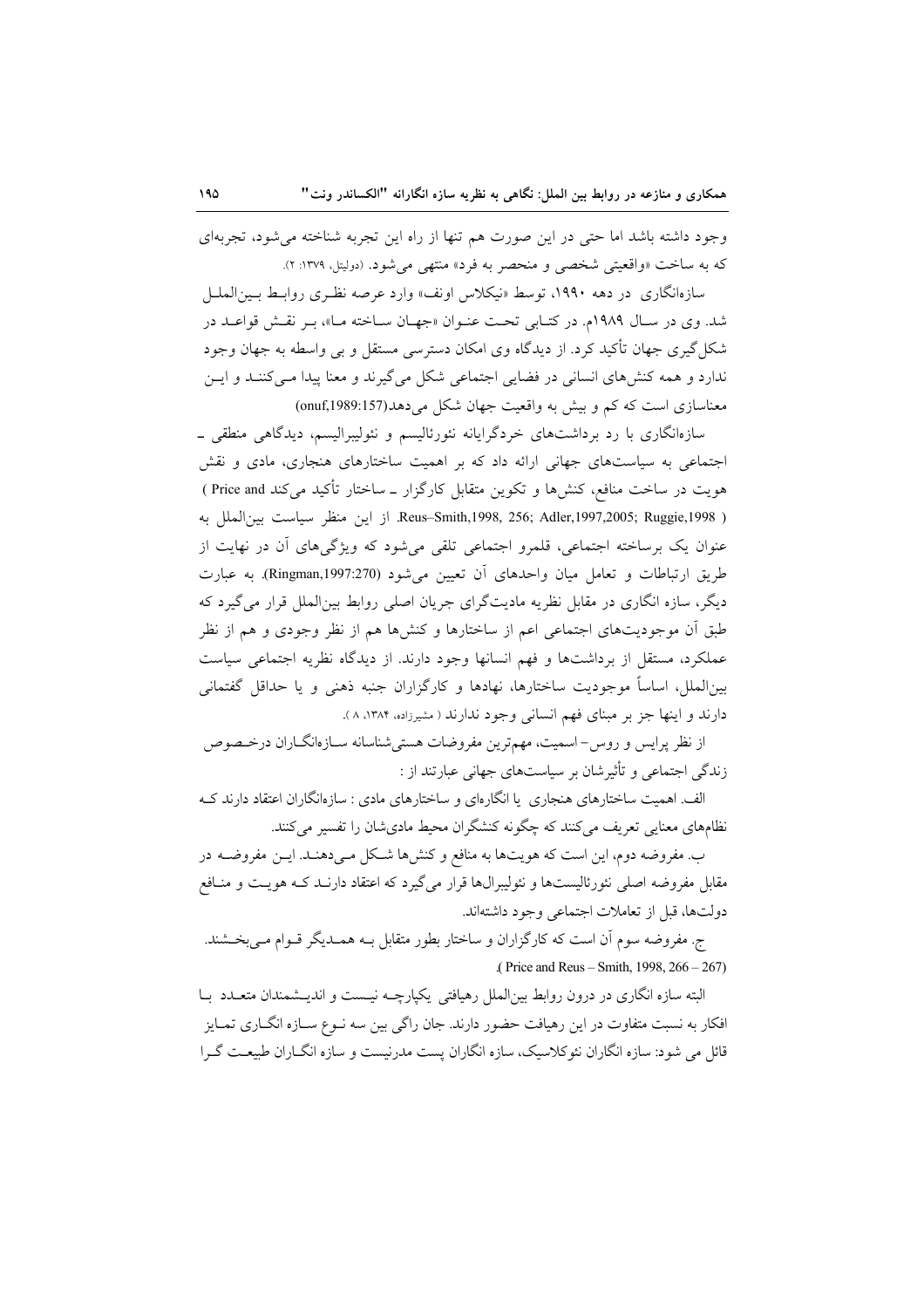وجود داشته باشد اما حتی در این صورت هم تنها از راه این تجربه شناخته می‌شود، تجربه‌ای که به ساخت «واقعیتی شخصی و منحصر به فرد» منتهی می‌شود. (دولیتل، ۱۳۷۹: ۲).

سازه‌انگاری در دهه ۱۹۹۰، توسط «نیکلاس اونف» وارد عرصه نظری روابط بین‌الملل شد. وی در سال ۱۹۸۹م. در کتابی تحت عنوان «جهان ساخته ما»، بر نقش قواعد در شکل‌گیری جهان تأکید کرد. از دیدگاه وی امکان دسترسی مستقل و بی واسطه به جهان وجود ندارد و همه کنش‌های انسانی در فضایی اجتماعی شکل می‌گیرند و معنا پیدا می‌کنند و این معناسازی است که کم و بیش به واقعیت جهان شکل می‌دهد(onuf,1989:157)

سازه‌انگاری با رد برداشت‌های خردگرایانه نئورئالیسم و نئولیبرالیسم، دیدگاهی منطقی ـ اجتماعی به سیاست‌های جهانی ارائه داد که بر اهمیت ساختارهای هنجاری، مادی و نقش هویت در ساخت منافع، کنش‌ها و تکوین متقابل کارگزار ـ ساختار تأکید می‌کند ( Price and Reus–Smith,1998, 256; Adler,1997,2005; Ruggie,1998 ). از این منظر سیاست بین‌الملل به عنوان یک برساخته اجتماعی، قلمرو اجتماعی تلقی می‌شود که ویژگی‌های آن در نهایت از طریق ارتباطات و تعامل میان واحدهای آن تعیین می‌شود (Ringman,1997:270). به عبارت دیگر، سازه انگاری در مقابل نظریه مادیت‌گرای جریان اصلی روابط بین‌الملل قرار می‌گیرد که طبق آن موجودیت‌های اجتماعی اعم از ساختارها و کنش‌ها هم از نظر وجودی و هم از نظر عملکرد، مستقل از برداشت‌ها و فهم انسانها وجود دارند. از دیدگاه نظریه اجتماعی سیاست بین‌الملل، اساساً موجودیت ساختارها، نهادها و کارگزاران جنبه ذهنی و یا حداقل گفتمانی دارند و اینها جز بر مبنای فهم انسانی وجود ندارند ( مشیرزاده، ۱۳۸۴، ۸ ).

از نظر پرایس و روس– اسمیت، مهم‌ترین مفروضات هستی‌شناسانه سازه‌انگاران درخصوص زندگی اجتماعی و تأثیرشان بر سیاست‌های جهانی عبارتند از :

الف. اهمیت ساختارهای هنجاری یا انگاره‌ای و ساختارهای مادی : سازه‌انگاران اعتقاد دارند که نظام‌های معنایی تعریف می‌کنند که چگونه کنشگران محیط مادی‌شان را تفسیر می‌کنند.

ب. مفروضه دوم، این است که هویت‌ها به منافع و کنش‌ها شکل می‌دهند. این مفروضه در مقابل مفروضه اصلی نئورئالیست‌ها و نئولیبرال‌ها قرار می‌گیرد که اعتقاد دارند که هویت و منافع دولت‌ها، قبل از تعاملات اجتماعی وجود داشته‌اند.

ج. مفروضه سوم آن است که کارگزاران و ساختار بطور متقابل به همدیگر قوام می‌بخشند. ( Price and Reus – Smith, 1998, 266 – 267).

البته سازه انگاری در درون روابط بین‌الملل رهیافتی یکپارچه نیست و اندیشمندان متعدد با افکار به نسبت متفاوت در این رهیافت حضور دارند. جان راگی بین سه نوع سازه انگاری تمایز قائل می شود: سازه انگاران نئوکلاسیک، سازه انگاران پست مدرنیست و سازه انگاران طبیعت گرا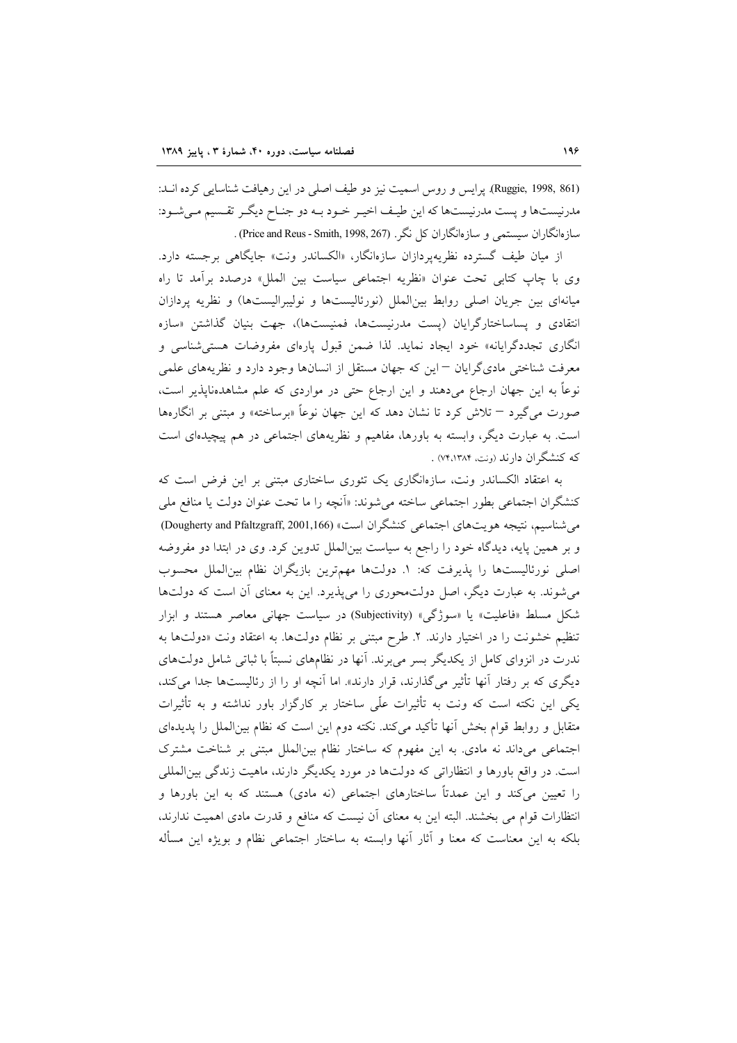(Ruggie, 1998, 861). پرایس و روس اسمیت نیز دو طیف اصلی در این رهیافت شناسایی کرده انـد: مدرنیست‌ها و پست مدرنیست‌ها که این طیـف اخیـر خـود بـه دو جنـاح دیگـر تقـسیم مـی‌شـود: سازه‌انگاران سیستمی و سازه‌انگاران کل نگر. (Price and Reus - Smith, 1998, 267) .

از میان طیف گسترده نظریه‌پردازان سازه‌انگار، «الکساندر ونت» جایگاهی برجسته دارد. وی با چاپ کتابی تحت عنوان «نظریه اجتماعی سیاست بین الملل» درصدد برآمد تا راه میانه‌ای بین جریان اصلی روابط بین‌الملل (نورئالیست‌ها و نولیبرالیست‌ها) و نظریه پردازان انتقادی و پساساختارگرایان (پست مدرنیست‌ها، فمنیست‌ها)، جهت بنیان گذاشتن «سازه انگاری تجددگرایانه» خود ایجاد نماید. لذا ضمن قبول پاره‌ای مفروضات هستی‌شناسی و معرفت شناختی مادی‌گرایان – این که جهان مستقل از انسان‌ها وجود دارد و نظریه‌های علمی نوعاً به این جهان ارجاع می‌دهند و این ارجاع حتی در مواردی که علم مشاهده‌ناپذیر است، صورت می‌گیرد – تلاش کرد تا نشان دهد که این جهان نوعاً «برساخته» و مبتنی بر انگاره‌ها است. به عبارت دیگر، وابسته به باورها، مفاهیم و نظریه‌های اجتماعی در هم پیچیده‌ای است که کنشگران دارند (ونت، ۱۳۸۴،۷۴) .

به اعتقاد الکساندر ونت، سازه‌انگاری یک تئوری ساختاری مبتنی بر این فرض است که کنشگران اجتماعی بطور اجتماعی ساخته می‌شوند: «آنچه را ما تحت عنوان دولت یا منافع ملی می‌شناسیم، نتیجه هویت‌های اجتماعی کنشگران است» (Dougherty and Pfaltzgraff, 2001,166) و بر همین پایه، دیدگاه خود را راجع به سیاست بین‌الملل تدوین کرد. وی در ابتدا دو مفروضه اصلی نورئالیست‌ها را پذیرفت که: ۱. دولت‌ها مهم‌ترین بازیگران نظام بین‌الملل محسوب می‌شوند. به عبارت دیگر، اصل دولت‌محوری را می‌پذیرد. این به معنای آن است که دولت‌ها شکل مسلط «فاعلیت» یا «سوژگی» (Subjectivity) در سیاست جهانی معاصر هستند و ابزار تنظیم خشونت را در اختیار دارند. ۲. طرح مبتنی بر نظام دولت‌ها. به اعتقاد ونت «دولت‌ها به ندرت در انزوای کامل از یکدیگر بسر می‌برند. آنها در نظام‌های نسبتاً با ثباتی شامل دولت‌های دیگری که بر رفتار آنها تأثیر می‌گذارند، قرار دارند». اما آنچه او را از رئالیست‌ها جدا می‌کند، یکی این نکته است که ونت به تأثیرات علّی ساختار بر کارگزار باور نداشته و به تأثیرات متقابل و روابط قوام بخش آنها تأکید می‌کند. نکته دوم این است که نظام بین‌الملل را پدیده‌ای اجتماعی می‌داند نه مادی. به این مفهوم که ساختار نظام بین‌الملل مبتنی بر شناخت مشترک است. در واقع باورها و انتظاراتی که دولت‌ها در مورد یکدیگر دارند، ماهیت زندگی بین‌المللی را تعیین می‌کند و این عمدتاً ساختارهای اجتماعی (نه مادی) هستند که به این باورها و انتظارات قوام می بخشند. البته این به معنای آن نیست که منافع و قدرت مادی اهمیت ندارند، بلکه به این معناست که معنا و آثار آنها وابسته به ساختار اجتماعی نظام و بویژه این مسأله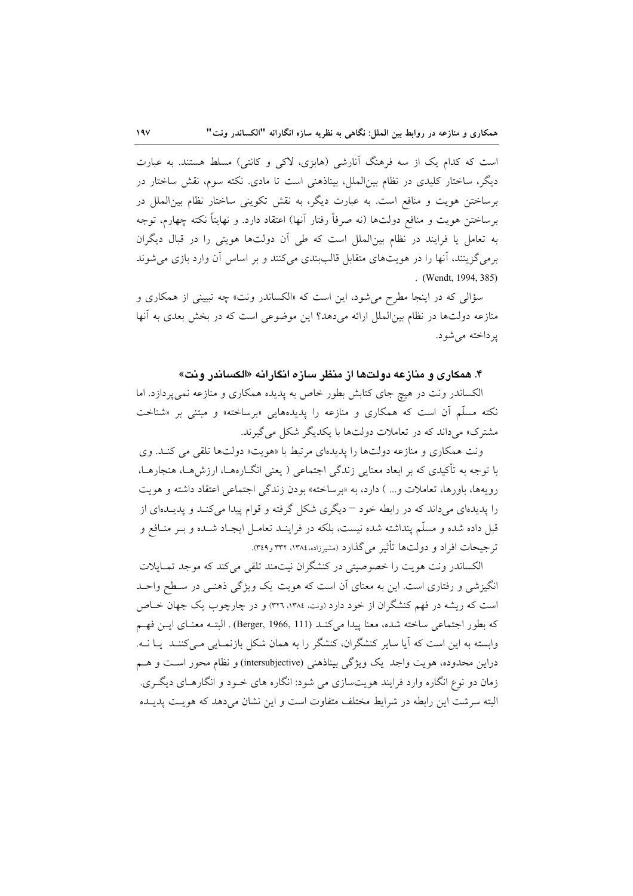است که کدام یک از سه فرهنگ آنارشی (هابزی، لاکی و کانتی) مسلط هستند. به عبارت دیگر، ساختار کلیدی در نظام بین‌الملل، بیناذهنی است تا مادی. نکته سوم، نقش ساختار در برساختن هویت و منافع است. به عبارت دیگر، به نقش تکوینی ساختار نظام بین‌الملل در برساختن هویت و منافع دولت‌ها (نه صرفاً رفتار آنها) اعتقاد دارد. و نهایتاً نکته چهارم، توجه به تعامل یا فرایند در نظام بین‌الملل است که طی آن دولت‌ها هویتی را در قبال دیگران برمی‌گزینند، آنها را در هویت‌های متقابل قالب‌بندی می‌کنند و بر اساس آن وارد بازی می‌شوند (Wendt, 1994, 385).

سؤالی که در اینجا مطرح می‌شود، این است که «الکساندر ونت» چه تبیینی از همکاری و منازعه دولت‌ها در نظام بین‌الملل ارائه می‌دهد؟ این موضوعی است که در بخش بعدی به آنها پرداخته می‌شود.

## ۴. همکاری و منازعه دولت‌ها از منظر سازه انگارانه «الکساندر ونت»

الکساندر ونت در هیچ جای کتابش بطور خاص به پدیده همکاری و منازعه نمی‌پردازد. اما نکته مسلّم آن است که همکاری و منازعه را پدیده‌هایی «برساخته» و مبتنی بر «شناخت مشترک» می‌داند که در تعاملات دولت‌ها با یکدیگر شکل می‌گیرند.

ونت همکاری و منازعه دولت‌ها را پدیده‌ای مرتبط با «هویت» دولت‌ها تلقی می کند. وی با توجه به تأکیدی که بر ابعاد معنایی زندگی اجتماعی ( یعنی انگاره‌ها، ارزش‌ها، هنجارها، رویه‌ها، باورها، تعاملات و... ) دارد، به «برساخته» بودن زندگی اجتماعی اعتقاد داشته و هویت را پدیده‌ای می‌داند که در رابطه خود – دیگری شکل گرفته و قوام پیدا می‌کند و پدیده‌ای از قبل داده شده و مسلّم پنداشته شده نیست، بلکه در فرایند تعامل ایجاد شده و بر منافع و ترجیحات افراد و دولت‌ها تأثیر می‌گذارد (مشیرزاده، ۱۳۸٤، ۳۳۲ و۳٤۹).

الکساندر ونت هویت را خصوصیتی در کنشگران نیت‌مند تلقی می‌کند که موجد تمایلات انگیزشی و رفتاری است. این به معنای آن است که هویت یک ویژگی ذهنی در سطح واحد است که ریشه در فهم کنشگران از خود دارد (ونت، ۱۳۸٤، ۳۲۶) و در چارچوب یک جهان خاص که بطور اجتماعی ساخته شده، معنا پیدا می‌کند (Berger, 1966, 111) . البته معنای این فهم وابسته به این است که آیا سایر کنشگران، کنشگر را به همان شکل بازنمایی می‌کنند یا نه. دراین محدوده، هویت واجد یک ویژگی بیناذهنی (intersubjective) و نظام محور است و هم زمان دو نوع انگاره وارد فرایند هویت‌سازی می شود: انگاره های خود و انگارهای دیگری. البته سرشت این رابطه در شرایط مختلف متفاوت است و این نشان می‌دهد که هویت پدیده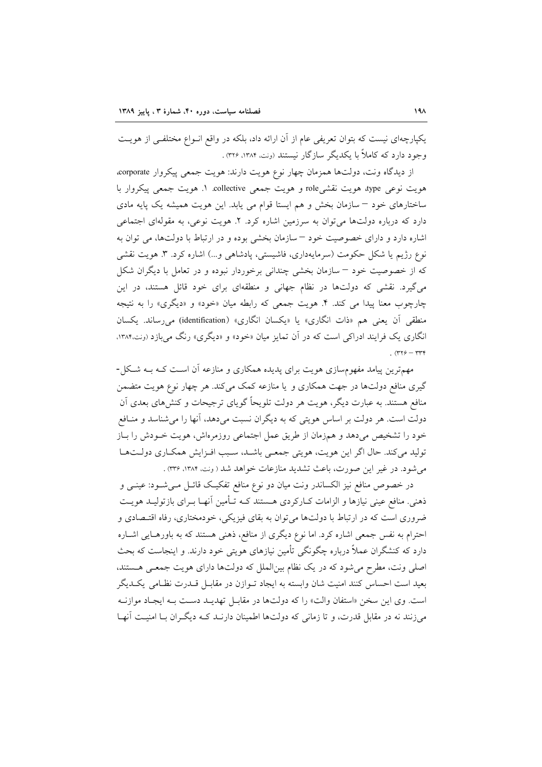یکپارچه‌ای نیست که بتوان تعریفی عام از آن ارائه داد، بلکه در واقع انـواع مختلفـی از هویـت وجود دارد که کاملاً با یکدیگر سازگار نیستند (ونت، ۱۳۸۴، ۳۲۶) .

از دیدگاه ونت، دولت‌ها همزمان چهار نوع هویت دارند: هویت جمعی پیکروار corporate، هویت نوعی type، هویت نقشی role و هویت جمعی collective. ۱. هویت جمعی پیکروار با ساختارهای خود – سازمان بخش و هم ایستا قوام می یابد. این هویت همیشه یک پایه مادی دارد که درباره دولت‌ها می‌توان به سرزمین اشاره کرد. ۲. هویت نوعی، به مقوله‌ای اجتماعی اشاره دارد و دارای خصوصیت خود – سازمان بخشی بوده و در ارتباط با دولت‌ها، می توان به نوع رژیم یا شکل حکومت (سرمایه‌داری، فاشیستی، پادشاهی و...) اشاره کرد. ۳. هویت نقشی که از خصوصیت خود – سازمان بخشی چندانی برخوردار نبوده و در تعامل با دیگران شکل می‌گیرد. نقشی که دولت‌ها در نظام جهانی و منطقه‌ای برای خود قائل هستند، در این چارچوب معنا پیدا می کند. ۴. هویت جمعی که رابطه میان «خود» و «دیگری» را به نتیجه منطقی آن یعنی هم «ذات انگاری» یا «یکسان انگاری» (identification) می‌رساند. یکسان انگاری یک فرایند ادراکی است که در آن تمایز میان «خود» و «دیگری» رنگ می‌بازد (ونت،۱۳۸۴، ۳۳۴ – ۳۲۶) .

مهم‌ترین پیامد مفهوم‌سازی هویت برای پدیده همکاری و منازعه آن اسـت کـه بـه شـکل‌گیری منافع دولت‌ها در جهت همکاری و یا منازعه کمک می‌کند. هر چهار نوع هویت متضمن منافع هستند. به عبارت دیگر، هویت هر دولت تلویحاً گویای ترجیحات و کنش‌های بعدی آن دولت است. هر دولت بر اساس هویتی که به دیگران نسبت می‌دهد، آنها را می‌شناسد و منـافع خود را تشخیص می‌دهد و هم‌زمان از طریق عمل اجتماعی روزمره‌اش، هویت خـودش را بـاز تولید می‌کند. حال اگر این هویت، هویتی جمعـی باشـد، سـبب افـزایش همکـاری دولـت‌هـا می‌شود. در غیر این صورت، باعث تشدید منازعات خواهد شد ( ونت، ۱۳۸۴، ۳۳۶) .

در خصوص منافع نیز الکساندر ونت میان دو نوع منافع تفکیـک قائـل مـی‌شـود: عینـی و ذهنی. منافع عینی نیازها و الزامات کـارکردی هـستند کـه تـأمین آنهـا بـرای بازتولیـد هویـت ضروری است که در ارتباط با دولت‌ها می‌توان به بقای فیزیکی، خودمختاری، رفاه اقتـصادی و احترام به نفس جمعی اشاره کرد. اما نوع دیگری از منافع، ذهنی هستند که به باورهـایی اشـاره دارد که کنشگران عملاً درباره چگونگی تأمین نیازهای هویتی خود دارند. و اینجاست که بحث اصلی ونت، مطرح می‌شود که در یک نظام بین‌الملل که دولت‌ها دارای هویت جمعـی هـستند، بعید است احساس کنند امنیت شان وابسته به ایجاد تـوازن در مقابـل قـدرت نظـامی یکـدیگر است. وی این سخن «استفان والت» را که دولت‌ها در مقابـل تهدیـد دسـت بـه ایجـاد موازنـه می‌زنند نه در مقابل قدرت، و تا زمانی که دولت‌ها اطمینان دارنـد کـه دیگـران بـا امنیـت آنهـا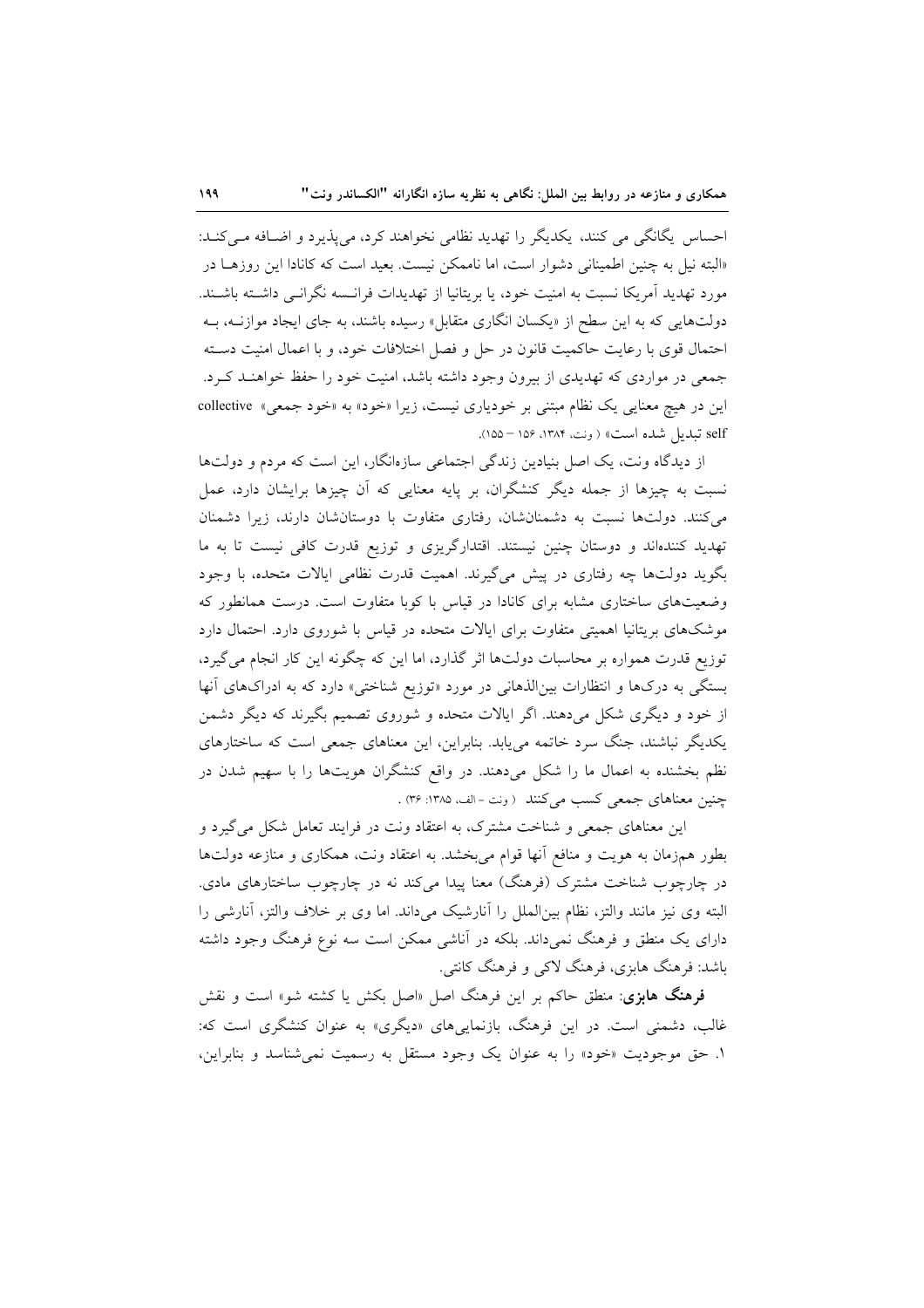احساس یگانگی می کنند، یکدیگر را تهدید نظامی نخواهند کرد، می‌پذیرد و اضـافه مـی‌کنـد: «البته نیل به چنین اطمینانی دشوار است، اما ناممکن نیست. بعید است که کانادا این روزهـا در مورد تهدید آمریکا نسبت به امنیت خود، یا بریتانیا از تهدیدات فرانسـه نگرانـی داشـته باشـند. دولت‌هایی که به این سطح از «یکسان انگاری متقابل» رسیده باشند، به جای ایجاد موازنـه، بـه احتمال قوی با رعایت حاکمیت قانون در حل و فصل اختلافات خود، و با اعمال امنیت دسـته جمعی در مواردی که تهدیدی از بیرون وجود داشته باشد، امنیت خود را حفظ خواهنـد کـرد. این در هیچ معنایی یک نظام مبتنی بر خودیاری نیست، زیرا «خود» به «خود جمعی» collective self تبدیل شده است» ( ونت، ۱۳۸۴، ۱۵۶ – ۱۵۵).

از دیدگاه ونت، یک اصل بنیادین زندگی اجتماعی سازه‌انگار، این است که مردم و دولت‌ها نسبت به چیزها از جمله دیگر کنشگران، بر پایه معنایی که آن چیزها برایشان دارد، عمل می‌کنند. دولت‌ها نسبت به دشمنان‌شان، رفتاری متفاوت با دوستان‌شان دارند، زیرا دشمنان تهدید کننده‌اند و دوستان چنین نیستند. اقتدارگریزی و توزیع قدرت کافی نیست تا به ما بگوید دولت‌ها چه رفتاری در پیش می‌گیرند. اهمیت قدرت نظامی ایالات متحده، با وجود وضعیت‌های ساختاری مشابه برای کانادا در قیاس با کوبا متفاوت است. درست همانطور که موشک‌های بریتانیا اهمیتی متفاوت برای ایالات متحده در قیاس با شوروی دارد. احتمال دارد توزیع قدرت همواره بر محاسبات دولت‌ها اثر گذارد، اما این که چگونه این کار انجام می‌گیرد، بستگی به درک‌ها و انتظارات بین‌الذهانی در مورد «توزیع شناختی» دارد که به ادراک‌های آنها از خود و دیگری شکل می‌دهند. اگر ایالات متحده و شوروی تصمیم بگیرند که دیگر دشمن یکدیگر نباشند، جنگ سرد خاتمه می‌یابد. بنابراین، این معناهای جمعی است که ساختارهای نظم بخشنده به اعمال ما را شکل می‌دهند. در واقع کنشگران هویت‌ها را با سهیم شدن در چنین معناهای جمعی کسب می‌کنند ( ونت - الف، ۱۳۸۵: ۳۶) .

این معناهای جمعی و شناخت مشترک، به اعتقاد ونت در فرایند تعامل شکل می‌گیرد و بطور هم‌زمان به هویت و منافع آنها قوام می‌بخشد. به اعتقاد ونت، همکاری و منازعه دولت‌ها در چارچوب شناخت مشترک (فرهنگ) معنا پیدا می‌کند نه در چارچوب ساختارهای مادی. البته وی نیز مانند والتز، نظام بین‌الملل را آنارشیک می‌داند. اما وی بر خلاف والتز، آنارشی را دارای یک منطق و فرهنگ نمی‌داند. بلکه در آناشی ممکن است سه نوع فرهنگ وجود داشته باشد: فرهنگ هابزی، فرهنگ لاکی و فرهنگ کانتی.

**فرهنگ هابزی**: منطق حاکم بر این فرهنگ اصل «اصل بکش یا کشته شو» است و نقش غالب، دشمنی است. در این فرهنگ، بازنمایی‌های «دیگری» به عنوان کنشگری است که: ۱. حق موجودیت «خود» را به عنوان یک وجود مستقل به رسمیت نمی‌شناسد و بنابراین،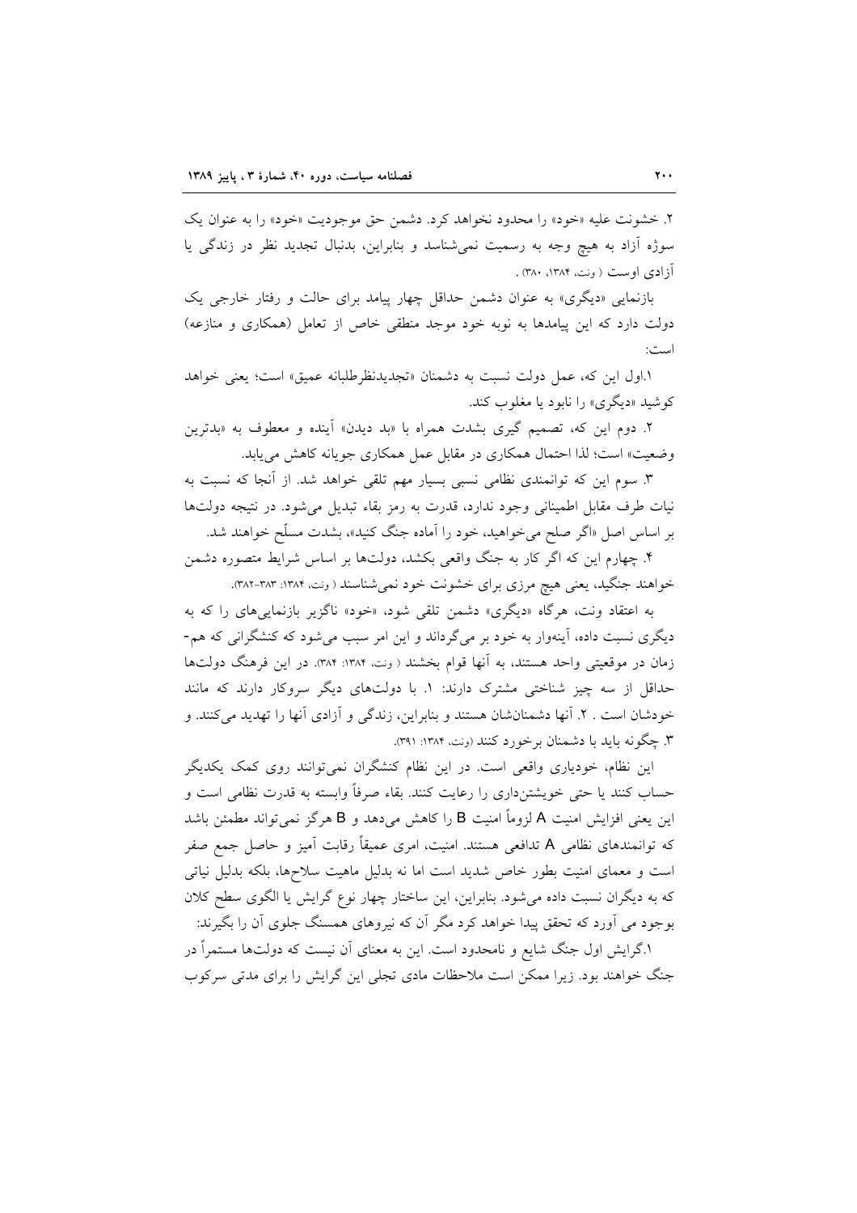۲. خشونت علیه «خود» را محدود نخواهد کرد. دشمن حق موجودیت «خود» را به عنوان یک سوژه آزاد به هیچ وجه به رسمیت نمی‌شناسد و بنابراین، بدنبال تجدید نظر در زندگی یا آزادی اوست ( ونت، ۱۳۸۴، ۳۸۰) .

بازنمایی «دیگری» به عنوان دشمن حداقل چهار پیامد برای حالت و رفتار خارجی یک دولت دارد که این پیامدها به نوبه خود موجد منطقی خاص از تعامل (همکاری و منازعه) است:

۱.اول این که، عمل دولت نسبت به دشمنان «تجدیدنظرطلبانه عمیق» است؛ یعنی خواهد کوشید «دیگری» را نابود یا مغلوب کند.

۲. دوم این که، تصمیم گیری بشدت همراه با «بد دیدن» آینده و معطوف به «بدترین وضعیت» است؛ لذا احتمال همکاری در مقابل عمل همکاری جویانه کاهش می‌یابد.

۳. سوم این که توانمندی نظامی نسبی بسیار مهم تلقی خواهد شد. از آنجا که نسبت به نیات طرف مقابل اطمینانی وجود ندارد، قدرت به رمز بقاء تبدیل می‌شود. در نتیجه دولت‌ها بر اساس اصل «اگر صلح می‌خواهید، خود را آماده جنگ کنید»، بشدت مسلّح خواهند شد.

۴. چهارم این که اگر کار به جنگ واقعی بکشد، دولت‌ها بر اساس شرایط متصوره دشمن خواهند جنگید، یعنی هیچ مرزی برای خشونت خود نمی‌شناسند ( ونت، ۱۳۸۴: ۳۸۳-۳۸۲).

به اعتقاد ونت، هرگاه «دیگری» دشمن تلقی شود، «خود» ناگزیر بازنمایی‌های را که به دیگری نسبت داده، آینه‌وار به خود بر می‌گرداند و این امر سبب می‌شود که کنشگرانی که هم-زمان در موقعیتی واحد هستند، به آنها قوام بخشند ( ونت، ۱۳۸۴: ۳۸۴). در این فرهنگ دولت‌ها حداقل از سه چیز شناختی مشترک دارند: ۱. با دولت‌های دیگر سروکار دارند که مانند خودشان است . ۲. آنها دشمنان‌شان هستند و بنابراین، زندگی و آزادی آنها را تهدید می‌کنند. و ۳. چگونه باید با دشمنان برخورد کنند (ونت، ۱۳۸۴: ۳۹۱).

این نظام، خودیاری واقعی است. در این نظام کنشگران نمی‌توانند روی کمک یکدیگر حساب کنند یا حتی خویشتن‌داری را رعایت کنند. بقاء صرفاً وابسته به قدرت نظامی است و این یعنی افزایش امنیت A لزوماً امنیت B را کاهش می‌دهد و B هرگز نمی‌تواند مطمئن باشد که توانمندهای نظامی A تدافعی هستند. امنیت، امری عمیقاً رقابت آمیز و حاصل جمع صفر است و معمای امنیت بطور خاص شدید است اما نه بدلیل ماهیت سلاح‌ها، بلکه بدلیل نیاتی که به دیگران نسبت داده می‌شود. بنابراین، این ساختار چهار نوع گرایش یا الگوی سطح کلان بوجود می آورد که تحقق پیدا خواهد کرد مگر آن که نیروهای همسنگ جلوی آن را بگیرند:

۱.گرایش اول جنگ شایع و نامحدود است. این به معنای آن نیست که دولت‌ها مستمراً در جنگ خواهند بود. زیرا ممکن است ملاحظات مادی تجلی این گرایش را برای مدتی سرکوب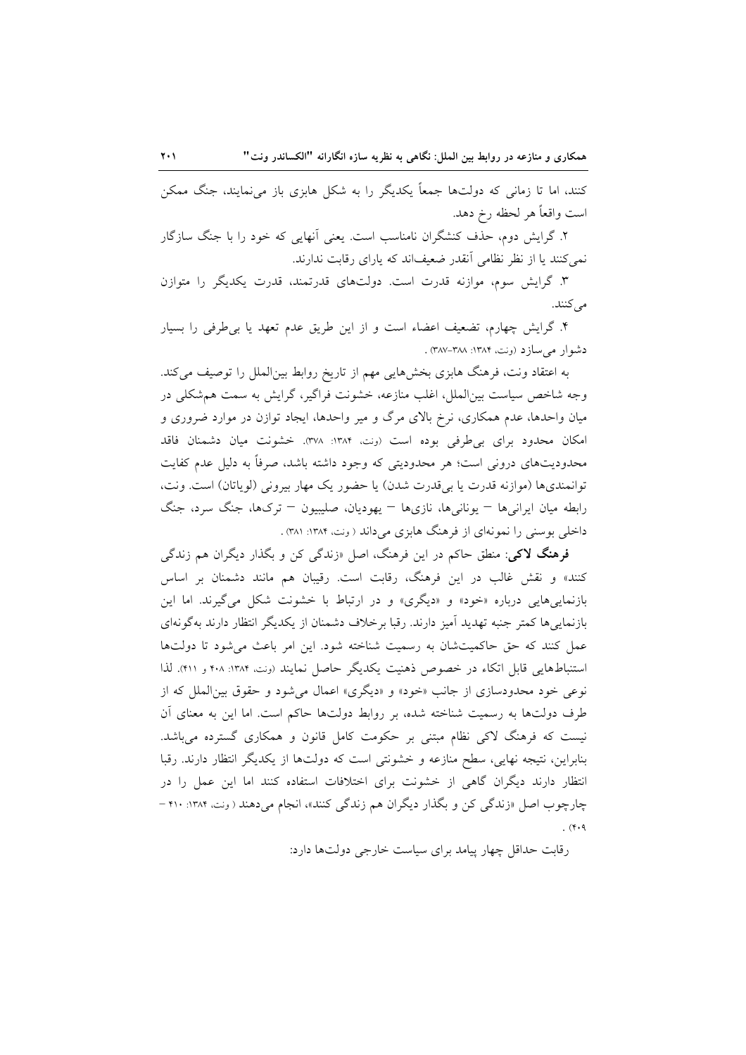کنند، اما تا زمانی که دولت‌ها جمعاً یکدیگر را به شکل هابزی باز می‌نمایند، جنگ ممکن است واقعاً هر لحظه رخ دهد.

۲. گرایش دوم، حذف کنشگران نامناسب است. یعنی آنهایی که خود را با جنگ سازگار نمی‌کنند یا از نظر نظامی آنقدر ضعیف‌اند که یارای رقابت ندارند.

۳. گرایش سوم، موازنه قدرت است. دولت‌های قدرتمند، قدرت یکدیگر را متوازن می‌کنند.

۴. گرایش چهارم، تضعیف اعضاء است و از این طریق عدم تعهد یا بی‌طرفی را بسیار دشوار می‌سازد (ونت، ۱۳۸۴: ۳۸۸-۳۸۷) .

به اعتقاد ونت، فرهنگ هابزی بخش‌هایی مهم از تاریخ روابط بین‌الملل را توصیف می‌کند. وجه شاخص سیاست بین‌الملل، اغلب منازعه، خشونت فراگیر، گرایش به سمت هم‌شکلی در میان واحدها، عدم همکاری، نرخ بالای مرگ و میر واحدها، ایجاد توازن در موارد ضروری و امکان محدود برای بی‌طرفی بوده است (ونت، ۱۳۸۴: ۳۷۸). خشونت میان دشمنان فاقد محدودیت‌های درونی است؛ هر محدودیتی که وجود داشته باشد، صرفاً به دلیل عدم کفایت توانمندی‌ها (موازنه قدرت یا بی‌قدرت شدن) یا حضور یک مهار بیرونی (لویاتان) است. ونت، رابطه میان ایرانی‌ها – یونانی‌ها، نازی‌ها – یهودیان، صلیبیون – ترک‌ها، جنگ سرد، جنگ داخلی بوسنی را نمونه‌ای از فرهنگ هابزی می‌داند ( ونت، ۱۳۸۴: ۳۸۱) .

**فرهنگ لاکی**: منطق حاکم در این فرهنگ، اصل «زندگی کن و بگذار دیگران هم زندگی کنند» و نقش غالب در این فرهنگ، رقابت است. رقیبان هم مانند دشمنان بر اساس بازنمایی‌هایی درباره «خود» و «دیگری» و در ارتباط با خشونت شکل می‌گیرند. اما این بازنمایی‌ها کمتر جنبه تهدید آمیز دارند. رقبا برخلاف دشمنان از یکدیگر انتظار دارند به‌گونه‌ای عمل کنند که حق حاکمیت‌شان به رسمیت شناخته شود. این امر باعث می‌شود تا دولت‌ها استنباط‌هایی قابل اتکاء در خصوص ذهنیت یکدیگر حاصل نمایند (ونت، ۱۳۸۴: ۴۰۸ و ۴۱۱). لذا نوعی خود محدودسازی از جانب «خود» و «دیگری» اعمال می‌شود و حقوق بین‌الملل که از طرف دولت‌ها به رسمیت شناخته شده، بر روابط دولت‌ها حاکم است. اما این به معنای آن نیست که فرهنگ لاکی نظام مبتنی بر حکومت کامل قانون و همکاری گسترده می‌باشد. بنابراین، نتیجه نهایی، سطح منازعه و خشونتی است که دولت‌ها از یکدیگر انتظار دارند. رقبا انتظار دارند دیگران گاهی از خشونت برای اختلافات استفاده کنند اما این عمل را در چارچوب اصل «زندگی کن و بگذار دیگران هم زندگی کنند»، انجام می‌دهند ( ونت، ۱۳۸۴: ۴۱۰ – ۴۰۹) .

رقابت حداقل چهار پیامد برای سیاست خارجی دولت‌ها دارد: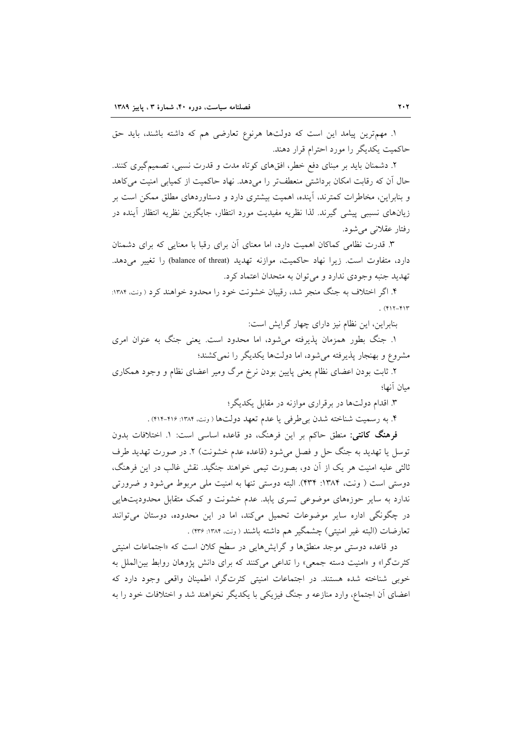۱. مهم‌ترین پیامد این است که دولت‌ها هرنوع تعارضی هم که داشته باشند، باید حق حاکمیت یکدیگر را مورد احترام قرار دهند.

۲. دشمنان باید بر مبنای دفع خطر، افق‌های کوتاه مدت و قدرت نسبی، تصمیم‌گیری کنند. حال آن که رقابت امکان برداشتی منعطف‌تر را می‌دهد. نهاد حاکمیت از کمیابی امنیت می‌کاهد و بنابراین، مخاطرات کمترند، آینده، اهمیت بیشتری دارد و دستاوردهای مطلق ممکن است بر زیان‌های نسببی پیشی گیرند. لذا نظریه مفیدیت مورد انتظار، جایگزین نظریه انتظار آینده در رفتار عقلانی می‌شود.

۳. قدرت نظامی کماکان اهمیت دارد، اما معنای آن برای رقبا با معنایی که برای دشمنان دارد، متفاوت است. زیرا نهاد حاکمیت، موازنه تهدید (balance of threat) را تغییر می‌دهد. تهدید جنبه وجودی ندارد و می‌توان به متحدان اعتماد کرد.

۴. اگر اختلاف به جنگ منجر شد، رقیبان خشونت خود را محدود خواهند کرد ( ونت، ۱۳۸۴: ۴۱۳-۴۱۲) .

بنابراین، این نظام نیز دارای چهار گرایش است:

۱. جنگ بطور همزمان پذیرفته می‌شود، اما محدود است. یعنی جنگ به عنوان امری مشروع و بهنجار پذیرفته می‌شود، اما دولت‌ها یکدیگر را نمی‌کشند؛

۲. ثابت بودن اعضای نظام یعنی پایین بودن نرخ مرگ ومیر اعضای نظام و وجود همکاری میان آنها؛

۳. اقدام دولت‌ها در برقراری موازنه در مقابل یکدیگر؛

۴. به رسمیت شناخته شدن بی‌طرفی یا عدم تعهد دولت‌ها ( ونت، ۱۳۸۴: ۴۱۶-۴۱۴) .

**فرهنگ کانتی:** منطق حاکم بر این فرهنگ، دو قاعده اساسی است: ۱. اختلافات بدون توسل یا تهدید به جنگ حل و فصل می‌شود (قاعده عدم خشونت) ۲. در صورت تهدید طرف ثالثی علیه امنیت هر یک از آن دو، بصورت تیمی خواهند جنگید. نقش غالب در این فرهنگ، دوستی است ( ونت، ۱۳۸۴: ۴۳۴). البته دوستی تنها به امنیت ملی مربوط می‌شود و ضرورتی ندارد به سایر حوزه‌های موضوعی تسری یابد. عدم خشونت و کمک متقابل محدودیت‌هایی در چگونگی اداره سایر موضوعات تحمیل می‌کند، اما در این محدوده، دوستان می‌توانند تعارضات (البته غیر امنیتی) چشمگیر هم داشته باشند ( ونت، ۱۳۸۴: ۴۳۶) .

دو قاعده دوستی موجد منطق‌ها و گرایش‌هایی در سطح کلان است که «اجتماعات امنیتی کثرت‌گرا» و «امنیت دسته جمعی» را تداعی می‌کنند که برای دانش پژوهان روابط بین‌الملل به خوبی شناخته شده هستند. در اجتماعات امنیتی کثرت‌گرا، اطمینان واقعی وجود دارد که اعضای آن اجتماع، وارد منازعه و جنگ فیزیکی با یکدیگر نخواهند شد و اختلافات خود را به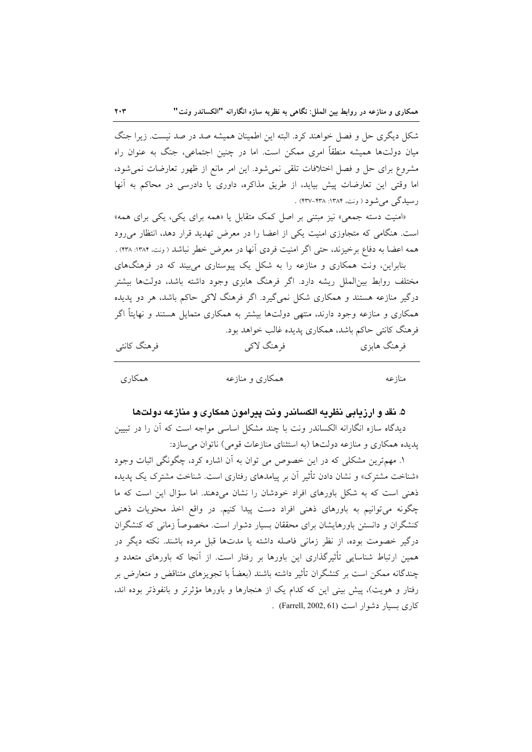شکل دیگری حل و فصل خواهند کرد. البته این اطمینان همیشه صد در صد نیست. زیرا جنگ میان دولت‌ها همیشه منطقاً امری ممکن است. اما در چنین اجتماعی، جنگ به عنوان راه مشروع برای حل و فصل اختلافات تلقی نمی‌شود. این امر مانع از ظهور تعارضات نمی‌شود، اما وقتی این تعارضات پیش بیاید، از طریق مذاکره، داوری یا دادرسی در محاکم به آنها رسیدگی می‌شود ( ونت، ۱۳۸۴: ۴۳۸-۴۳۷) .

«امنیت دسته جمعی» نیز مبتنی بر اصل کمک متقابل یا «همه برای یکی، یکی برای همه» است. هنگامی که متجاوزی امنیت یکی از اعضا را در معرض تهدید قرار دهد، انتظار می‌رود همه اعضا به دفاع برخیزند، حتی اگر امنیت فردی آنها در معرض خطر نباشد ( ونت، ۱۳۸۴: ۴۳۸) .

بنابراین، ونت همکاری و منازعه را به شکل یک پیوستاری می‌بیند که در فرهنگ‌های مختلف روابط بین‌الملل ریشه دارد. اگر فرهنگ هابزی وجود داشته باشد، دولت‌ها بیشتر درگیر منازعه هستند و همکاری شکل نمی‌گیرد. اگر فرهنگ لاکی حاکم باشد، هر دو پدیده همکاری و منازعه وجود دارند، منتهی دولت‌ها بیشتر به همکاری متمایل هستند و نهایتاً اگر فرهنگ کانتی حاکم باشد، همکاری پدیده غالب خواهد بود.

| فرهنگ هابزی | فرهنگ لاکی | فرهنگ کانتی |
|---|---|---|
| منازعه | همکاری و منازعه | همکاری |

### ۵. نقد و ارزیابی نظریه الکساندر ونت پیرامون همکاری و منازعه دولت‌ها

دیدگاه سازه انگارانه الکساندر ونت با چند مشکل اساسی مواجه است که آن را در تبیین پدیده همکاری و منازعه دولت‌ها (به استثنای منازعات قومی) ناتوان می‌سازد:

۱. مهم‌ترین مشکلی که در این خصوص می توان به آن اشاره کرد، چگونگی اثبات وجود «شناخت مشترک» و نشان دادن تأثیر آن بر پیامدهای رفتاری است. شناخت مشترک یک پدیده ذهنی است که به شکل باورهای افراد خودشان را نشان می‌دهند. اما سؤال این است که ما چگونه می‌توانیم به باورهای ذهنی افراد دست پیدا کنیم. در واقع اخذ محتویات ذهنی کنشگران و دانستن باورهایشان برای محققان بسیار دشوار است. مخصوصاً زمانی که کنشگران درگیر خصومت بوده، از نظر زمانی فاصله داشته یا مدت‌ها قبل مرده باشند. نکته دیگر در همین ارتباط شناسایی تأثیرگذاری این باورها بر رفتار است. از آنجا که باورهای متعدد و چندگانه ممکن است بر کنشگران تأثیر داشته باشند (بعضاً با تجویزهای متناقض و متعارض بر رفتار و هویت)، پیش بینی این که کدام یک از هنجارها و باورها مؤثرتر و بانفوذتر بوده اند، کاری بسیار دشوار است (Farrell, 2002, 61) .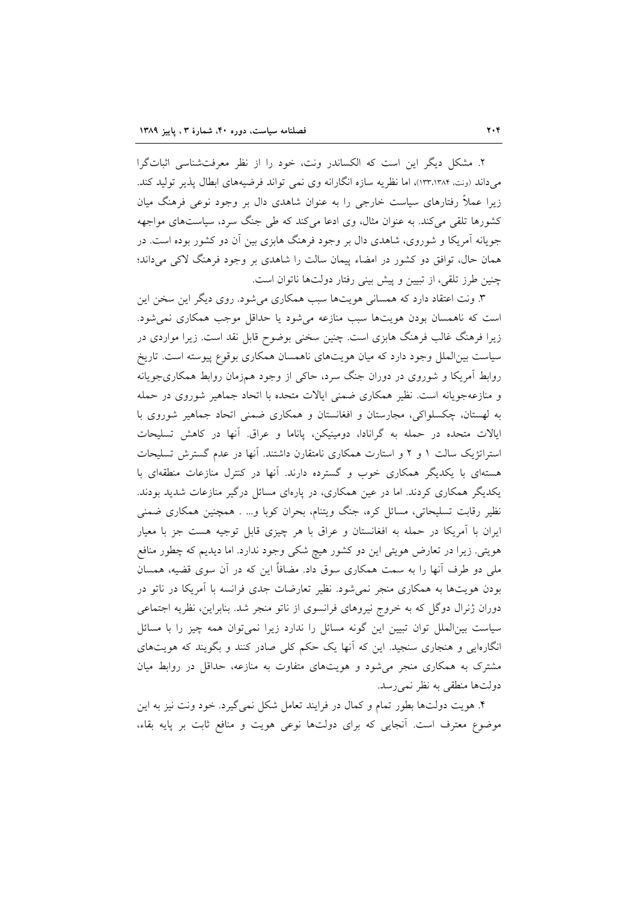۲. مشکل دیگر این است که الکساندر ونت، خود را از نظر معرفت‌شناسی اثبات‌گرا می‌داند (ونت، ۱۳۸۴،۱۳۳)، اما نظریه سازه انگارانه وی نمی تواند فرضیه‌های ابطال پذیر تولید کند. زیرا عملاً رفتارهای سیاست خارجی را به عنوان شاهدی دال بر وجود نوعی فرهنگ میان کشورها تلقی می‌کند. به عنوان مثال، وی ادعا می‌کند که طی جنگ سرد، سیاست‌های مواجهه جویانه آمریکا و شوروی، شاهدی دال بر وجود فرهنگ هابزی بین آن دو کشور بوده است. در همان حال، توافق دو کشور در امضاء پیمان سالت را شاهدی بر وجود فرهنگ لاکی می‌داند؛ چنین طرز تلقی، از تبیین و پیش بینی رفتار دولت‌ها ناتوان است.

۳. ونت اعتقاد دارد که همسانی هویت‌ها سبب همکاری می‌شود. روی دیگر این سخن این است که ناهمسان بودن هویت‌ها سبب منازعه می‌شود یا حداقل موجب همکاری نمی‌شود. زیرا فرهنگ غالب فرهنگ هابزی است. چنین سخنی بوضوح قابل نقد است. زیرا مواردی در سیاست بین‌الملل وجود دارد که میان هویت‌های ناهمسان همکاری بوقوع پیوسته است. تاریخ روابط آمریکا و شوروی در دوران جنگ سرد، حاکی از وجود هم‌زمان روابط همکاری‌جویانه و منازعه‌جویانه است. نظیر همکاری ضمنی ایالات متحده با اتحاد جماهیر شوروی در حمله به لهستان، چکسلواکی، مجارستان و افغانستان و همکاری ضمنی اتحاد جماهیر شوروی با ایالات متحده در حمله به گرانادا، دومینیکن، پاناما و عراق. آنها در کاهش تسلیحات استراتژیک سالت ۱ و ۲ و استارت همکاری نامتقارن داشتند. آنها در عدم گسترش تسلیحات هسته‌ای با یکدیگر همکاری خوب و گسترده دارند. آنها در کنترل منازعات منطقه‌ای با یکدیگر همکاری کردند. اما در عین همکاری، در پاره‌ای مسائل درگیر منازعات شدید بودند. نظیر رقابت تسلیحاتی، مسائل کره، جنگ ویتنام، بحران کوبا و... . همچنین همکاری ضمنی ایران با آمریکا در حمله به افغانستان و عراق با هر چیزی قابل توجیه هست جز با معیار هویتی. زیرا در تعارض هویتی این دو کشور هیچ شکی وجود ندارد. اما دیدیم که چطور منافع ملی دو طرف آنها را به سمت همکاری سوق داد. مضافاً این که در آن سوی قضیه، همسان بودن هویت‌ها به همکاری منجر نمی‌شود. نظیر تعارضات جدی فرانسه با آمریکا در ناتو در دوران ژنرال دوگل که به خروج نیروهای فرانسوی از ناتو منجر شد. بنابراین، نظریه اجتماعی سیاست بین‌الملل توان تبیین این گونه مسائل را ندارد زیرا نمی‌توان همه چیز را با مسائل انگاره‌ایی و هنجاری سنجید. این که آنها یک حکم کلی صادر کنند و بگویند که هویت‌های مشترک به همکاری منجر می‌شود و هویت‌های متفاوت به منازعه، حداقل در روابط میان دولت‌ها منطقی به نظر نمی‌رسد.

۴. هویت دولت‌ها بطور تمام و کمال در فرایند تعامل شکل نمی‌گیرد. خود ونت نیز به این موضوع معترف است. آنجایی که برای دولت‌ها نوعی هویت و منافع ثابت بر پایه بقاء،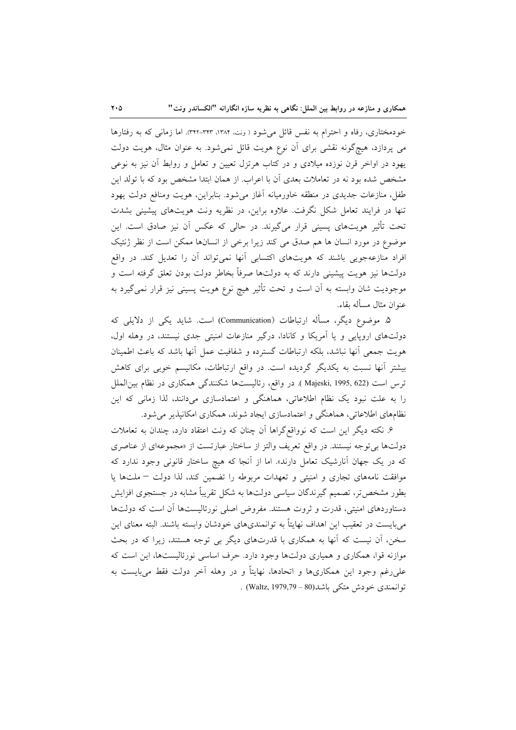خودمختاری، رفاه و احترام به نفس قائل می‌شود ( ونت، ۱۳۸۴، ۳۴۳-۳۴۲). اما زمانی که به رفتارها می پردازد، هیچ‌گونه نقشی برای آن نوع هویت قائل نمی‌شود. به عنوان مثال، هویت دولت یهود در اواخر قرن نوزده میلادی و در کتاب هرتزل تعیین و تعامل و روابط آن نیز به نوعی مشخص شده بود نه در تعاملات بعدی آن با اعراب. از همان ابتدا مشخص بود که با تولد این طفل، منازعات جدیدی در منطقه خاورمیانه آغاز می‌شود. بنابراین، هویت ومنافع دولت یهود تنها در فرایند تعامل شکل نگرفت. علاوه براین، در نظریه ونت هویت‌های پیشینی بشدت تحت تأثیر هویت‌های پسینی قرار می‌گیرند. در حالی که عکس آن نیز صادق است. این موضوع در مورد انسان ها هم صدق می کند زیرا برخی از انسان‌ها ممکن است از نظر ژنتیک افراد منازعه‌جویی باشند که هویت‌های اکتسابی آنها نمی‌تواند آن را تعدیل کند. در واقع دولت‌ها نیز هویت پیشینی دارند که به دولت‌ها صرفاً بخاطر دولت بودن تعلق گرفته است و موجودیت شان وابسته به آن است و تحت تأثیر هیچ نوع هویت پسینی نیز قرار نمی‌گیرد به عنوان مثال مسأله بقاء.

۵. موضوع دیگر، مسأله ارتباطات (Communication) است. شاید یکی از دلایلی که دولت‌های اروپایی و یا آمریکا و کانادا، درگیر منازعات امنیتی جدی نیستند، در وهله اول، هویت جمعی آنها نباشد، بلکه ارتباطات گسترده و شفافیت عمل آنها باشد که باعث اطمینان بیشتر آنها نسبت به یکدیگر گردیده است. در واقع ارتباطات، مکانیسم خوبی برای کاهش ترس است (Majeski, 1995, 622 ). در واقع، رئالیست‌ها شکنندگی همکاری در نظام بین‌الملل را به علت نبود یک نظام اطلاعاتی، هماهنگی و اعتمادسازی می‌دانند، لذا زمانی که این نظام‌های اطلاعاتی، هماهنگی و اعتمادسازی ایجاد شوند، همکاری امکانپذیر می‌شود.

۶. نکته دیگر این است که نوواقع‌گراها آن چنان که ونت اعتقاد دارد، چندان به تعاملات دولت‌ها بی‌توجه نیستند. در واقع تعریف والتز از ساختار عبارتست از «مجموعه‌ای از عناصری که در یک جهان آنارشیک تعامل دارند». اما از آنجا که هیچ ساختار قانونی وجود ندارد که موافقت نامه‌های تجاری و امنیتی و تعهدات مربوطه را تضمین کند، لذا دولت – ملت‌ها یا بطور مشخص‌تر، تصمیم گیرندگان سیاسی دولت‌ها به شکل تقریباً مشابه در جستجوی افزایش دستاوردهای امنیتی، قدرت و ثروت هستند. مفروض اصلی نورئالیست‌ها آن است که دولت‌ها می‌بایست در تعقیب این اهداف نهایتاً به توانمندی‌های خودشان وابسته باشند. البته معنای این سخن، آن نیست که آنها به همکاری با قدرت‌های دیگر بی توجه هستند، زیرا که در بحث موازنه قوا، همکاری و همیاری دولت‌ها وجود دارد. حرف اساسی نورئالیست‌ها، این است که علی‌رغم وجود این همکاری‌ها و اتحادها، نهایتاً و در وهله آخر دولت فقط می‌بایست به توانمندی خودش متکی باشد(Waltz, 1979,79 – 80) .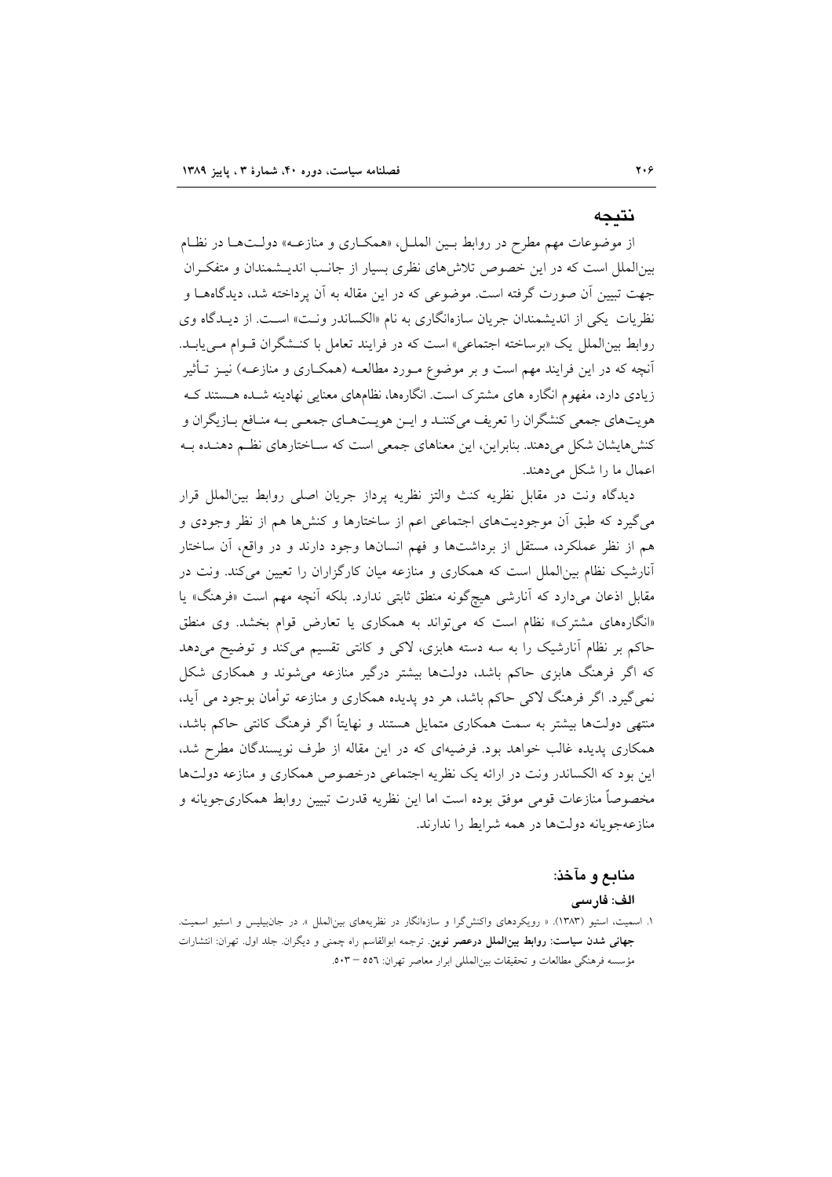## نتیجه

از موضوعات مهم مطرح در روابط بین الملل، «همکاری و منازعه» دولت‌ها در نظام بین‌الملل است که در این خصوص تلاش‌های نظری بسیار از جانب اندیشمندان و متفکران جهت تبیین آن صورت گرفته است. موضوعی که در این مقاله به آن پرداخته شد، دیدگاه‌ها و نظریات یکی از اندیشمندان جریان سازه‌انگاری به نام «الکساندر ونت» است. از دیدگاه وی روابط بین‌الملل یک «برساخته اجتماعی» است که در فرایند تعامل با کنشگران قوام می‌یابد. آنچه که در این فرایند مهم است و بر موضوع مورد مطالعه (همکاری و منازعه) نیز تأثیر زیادی دارد، مفهوم انگاره های مشترک است. انگاره‌ها، نظام‌های معنایی نهادینه شده هستند که هویت‌های جمعی کنشگران را تعریف می‌کنند و این هویت‌های جمعی به منافع بازیگران و کنش‌هایشان شکل می‌دهند. بنابراین، این معناهای جمعی است که ساختارهای نظم دهنده به اعمال ما را شکل می‌دهند.

دیدگاه ونت در مقابل نظریه کنث والتز نظریه پرداز جریان اصلی روابط بین‌الملل قرار می‌گیرد که طبق آن موجودیت‌های اجتماعی اعم از ساختارها و کنش‌ها هم از نظر وجودی و هم از نظر عملکرد، مستقل از برداشت‌ها و فهم انسان‌ها وجود دارند و در واقع، آن ساختار آنارشیک نظام بین‌الملل است که همکاری و منازعه میان کارگزاران را تعیین می‌کند. ونت در مقابل اذعان می‌دارد که آنارشی هیچ‌گونه منطق ثابتی ندارد. بلکه آنچه مهم است «فرهنگ» یا «انگاره‌های مشترک» نظام است که می‌تواند به همکاری یا تعارض قوام بخشد. وی منطق حاکم بر نظام آنارشیک را به سه دسته هابزی، لاکی و کانتی تقسیم می‌کند و توضیح می‌دهد که اگر فرهنگ هابزی حاکم باشد، دولت‌ها بیشتر درگیر منازعه می‌شوند و همکاری شکل نمی‌گیرد. اگر فرهنگ لاکی حاکم باشد، هر دو پدیده همکاری و منازعه توأمان بوجود می آید، منتهی دولت‌ها بیشتر به سمت همکاری متمایل هستند و نهایتاً اگر فرهنگ کانتی حاکم باشد، همکاری پدیده غالب خواهد بود. فرضیه‌ای که در این مقاله از طرف نویسندگان مطرح شد، این بود که الکساندر ونت در ارائه یک نظریه اجتماعی درخصوص همکاری و منازعه دولت‌ها مخصوصاً منازعات قومی موفق بوده است اما این نظریه قدرت تبیین روابط همکاری‌جویانه و منازعه‌جویانه دولت‌ها در همه شرایط را ندارند.

## منابع و مآخذ:

### الف: فارسی

۱. اسمیت، استیو (۱۳۸۳). « رویکردهای واکنش‌گرا و سازه‌انگار در نظریه‌های بین‌الملل ». در جان‌بیلیس و استیو اسمیت. **جهانی شدن سیاست: روابط بین‌الملل درعصر نوین**. ترجمه ابوالقاسم راه چمنی و دیگران. جلد اول. تهران: انتشارات مؤسسه فرهنگی مطالعات و تحقیقات بین‌المللی ابرار معاصر تهران: ٥٥٦ – ٥٠٣.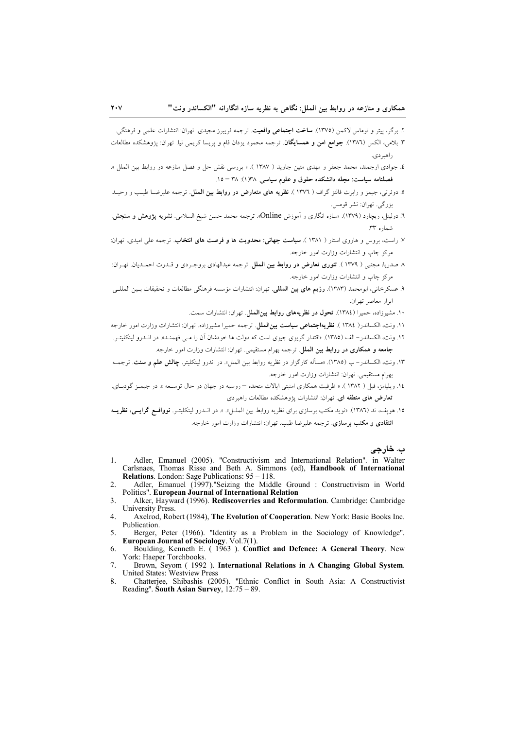۲. برگر، پیتر و توماس لاکمن (۱۳۷۵). **ساخت اجتماعی واقعیت**. ترجمه فریبرز مجیدی. تهران: انتشارات علمی و فرهنگی.

۳. بلامی، الکس (۱۳۸٦). **جوامع امن و همسایگان**. ترجمه محمود یزدان فام و پریسا کریمی نیا. تهران: پژوهشکده مطالعات راهبردی.

٤. جوادی ارجمند، محمد جعفر و مهدی متین جاوید ( ۱۳۸۷ ). « بررسی نقش حل و فصل منازعه در روابط بین الملل ». **فصلنامه سیاست: مجله دانشکده حقوق و علوم سیاسی**. ۳۸(۱): ۳۸ – ۱۵.

۵. دوئرتی، جیمز و رابرت فالتز گراف ( ۱۳۷٦ ). **نظریه های متعارض در روابط بین الملل**. ترجمه علیرضـا طیـب و وحیـد بزرگی. تهران: نشر قومس.

٦. دولیتل، ریچارد (۱۳۷۹). «سازه انگاری و آموزش Online». ترجمه محمد حسن شیخ السلامی. **نشریه پژوهش و سنجش**. شماره ۳۳.

۷. راست، بروس و هاروی استار ( ۱۳۸۱ ). **سیاست جهانی: محدویت ها و فرصت های انتخاب**. ترجمه علی امیدی. تهران: مرکز چاپ و انتشارات وزارت امور خارجه.

۸ صدریا، مجتبی ( ۱۳۷۹ ). **تئوری تعارض در روابط بین الملل**. ترجمه عبدالهادی بروجـردی و قـدرت احمـدیان. تهـران: مرکز چاپ و انتشارات وزارت امور خارجه.

۹. عسکرخانی، ابومحمد (۱۳۸۳). **رژیم های بین المللی**. تهران: انتشارات مؤسسه فرهنگی مطالعات و تحقیقات بـین المللـی ابرار معاصر تهران.

۱۰. مشیرزاده، حمیرا (۱۳۸٤). **تحول در نظریه‌های روابط بین‌الملل**. تهران: انتشارات سمت.

۱۱. ونت، الکساندر( ۱۳۸٤ ). **نظریه‌اجتماعی سیاست بین‌الملل**. ترجمه حمیرا مشیرزاده. تهران: انتشارات وزارت امور خارجه

۱۲. ونت، الکساندر- الف (۱۳۸۵). «اقتدار گریزی چیزی است که دولت ها خودشان آن را مـی فهمنـد». در انـدرو لینکلیتـر. **جامعه و همکاری در روابط بین الملل**. ترجمه بهرام مستقیمی. تهران: انتشارات وزارت امور خارجه.

۱۳. ونت، الکساندر- ب (۱۳۸۵). «مسأله کارگزار در نظریه روابط بین الملل». در اندرو لینکلیتر. **چالش علم و سنت**. ترجمـه بهرام مستقیمی. تهران: انتشارات وزارت امور خارجه.

۱٤. ویلیامز، فیل ( ۱۳۸۲ ). « ظرفیت همکاری امنیتی ایالات متحده – روسیه در جهان در حال توسـعه ». در جیمـز گودبـای. **تعارض های منطقه ای**. تهران: انتشارات پژوهشکده مطالعات راهبردی

۱۵. هوپف، تد (۱۳۸٦). «نوید مکتب برسازی برای نظریه روابط بین الملـل». ». در انـدرو لینکلیتـر. **نوواقـع گرایـی، نظریـه انتقادی و مکتب برسازی**. ترجمه علیرضا طیب. تهران: انتشارات وزارت امور خارجه.

## ب. خارجی

1. Adler, Emanuel (2005). "Constructivism and International Relation". in Walter Carlsnaes, Thomas Risse and Beth A. Simmons (ed), **Handbook of International Relations**. London: Sage Publications: 95 – 118.
2. Adler, Emanuel (1997)."Seizing the Middle Ground : Constructivism in World Politics". **European Journal of International Relation**
3. Alker, Hayward (1996). **Rediscoverries and Reformulation**. Cambridge: Cambridge University Press.
4. Axelrod, Robert (1984), **The Evolution of Cooperation**. New York: Basic Books Inc. Publication.
5. Berger, Peter (1966). "Identity as a Problem in the Sociology of Knowledge". **European Journal of Sociology**. Vol.7(1).
6. Boulding, Kenneth E. ( 1963 ). **Conflict and Defence: A General Theory**. New York: Haeper Torchbooks.
7. Brown, Seyom ( 1992 ). **International Relations in A Changing Global System**. United States: Westview Press
8. Chatterjee, Shibashis (2005). "Ethnic Conflict in South Asia: A Constructivist Reading". **South Asian Survey**, 12:75 – 89.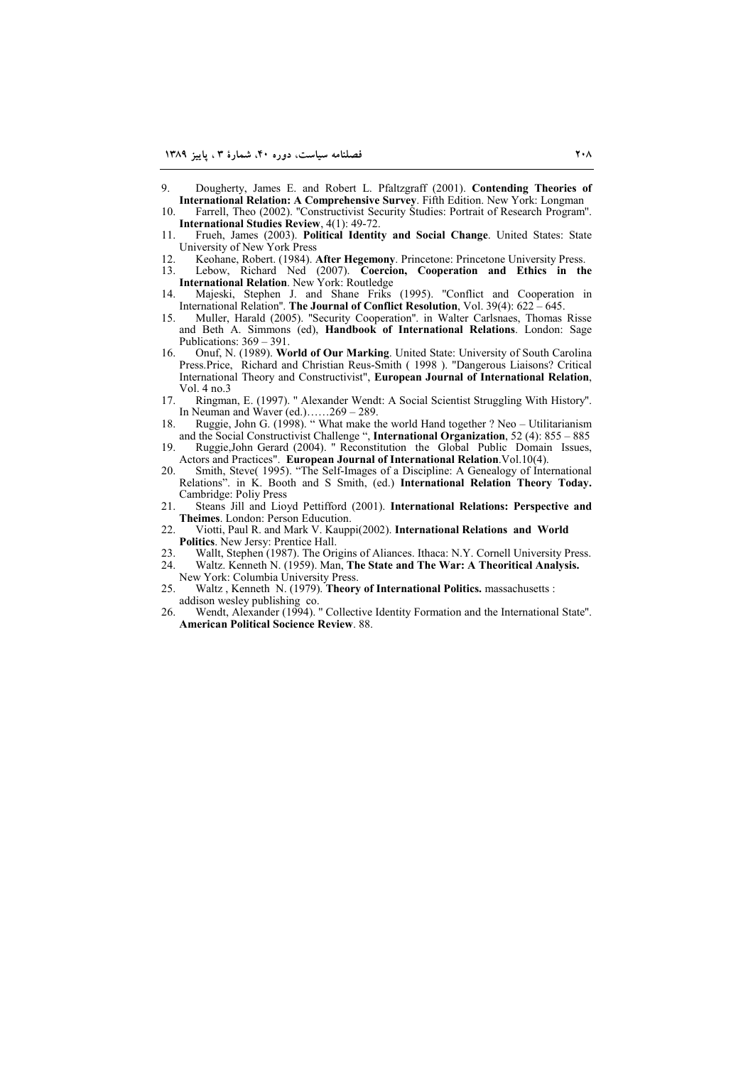9. Dougherty, James E. and Robert L. Pfaltzgraff (2001). **Contending Theories of International Relation: A Comprehensive Survey**. Fifth Edition. New York: Longman
10. Farrell, Theo (2002). "Constructivist Security Studies: Portrait of Research Program". **International Studies Review**, 4(1): 49-72.
11. Frueh, James (2003). **Political Identity and Social Change**. United States: State University of New York Press
12. Keohane, Robert. (1984). **After Hegemony**. Princetone: Princetone University Press.
13. Lebow, Richard Ned (2007). **Coercion, Cooperation and Ethics in the International Relation**. New York: Routledge
14. Majeski, Stephen J. and Shane Friks (1995). "Conflict and Cooperation in International Relation". **The Journal of Conflict Resolution**, Vol. 39(4): 622 – 645.
15. Muller, Harald (2005). "Security Cooperation". in Walter Carlsnaes, Thomas Risse and Beth A. Simmons (ed), **Handbook of International Relations**. London: Sage Publications: 369 – 391.
16. Onuf, N. (1989). **World of Our Marking**. United State: University of South Carolina Press.Price, Richard and Christian Reus-Smith ( 1998 ). "Dangerous Liaisons? Critical International Theory and Constructivist", **European Journal of International Relation**, Vol. 4 no.3
17. Ringman, E. (1997). " Alexander Wendt: A Social Scientist Struggling With History". In Neuman and Waver (ed.)……269 – 289.
18. Ruggie, John G. (1998). " What make the world Hand together ? Neo – Utilitarianism and the Social Constructivist Challenge ", **International Organization**, 52 (4): 855 – 885
19. Ruggie,John Gerard (2004). " Reconstitution the Global Public Domain Issues, Actors and Practices". **European Journal of International Relation**.Vol.10(4).
20. Smith, Steve( 1995). "The Self-Images of a Discipline: A Genealogy of International Relations". in K. Booth and S Smith, (ed.) **International Relation Theory Today.** Cambridge: Poliy Press
21. Steans Jill and Lioyd Pettifford (2001). **International Relations: Perspective and Theimes**. London: Person Educution.
22. Viotti, Paul R. and Mark V. Kauppi(2002). **International Relations and World Politics**. New Jersy: Prentice Hall.
23. Wallt, Stephen (1987). The Origins of Aliances. Ithaca: N.Y. Cornell University Press.
24. Waltz. Kenneth N. (1959). Man, **The State and The War: A Theoritical Analysis.** New York: Columbia University Press.
25. Waltz , Kenneth N. (1979). **Theory of International Politics.** massachusetts : addison wesley publishing co.
26. Wendt, Alexander (1994). " Collective Identity Formation and the International State". **American Political Socience Review**. 88.